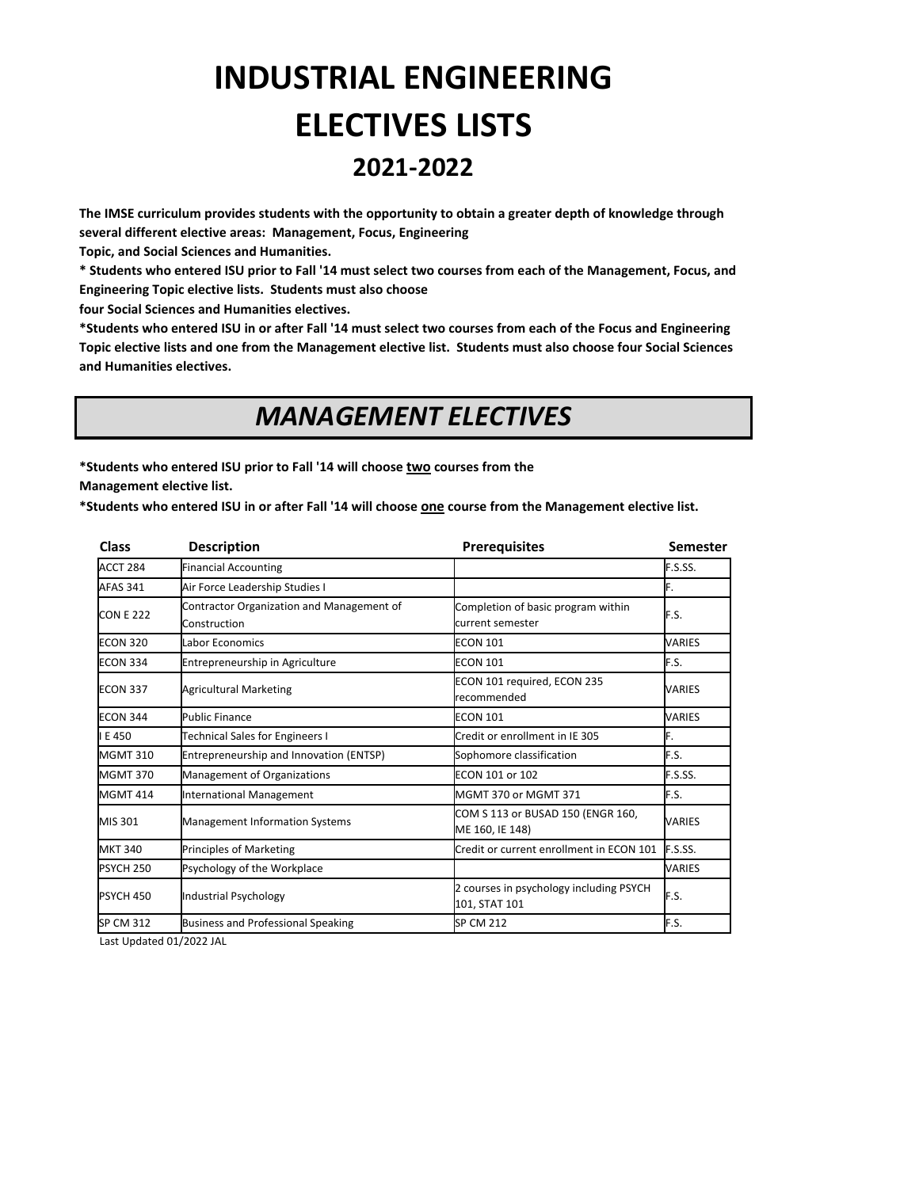# INDUSTRIAL ENGINEERING
# ELECTIVES LISTS
## 2021-2022

**The IMSE curriculum provides students with the opportunity to obtain a greater depth of knowledge through several different elective areas: Management, Focus, Engineering Topic, and Social Sciences and Humanities.**

*** Students who entered ISU prior to Fall '14 must select two courses from each of the Management, Focus, and Engineering Topic elective lists. Students must also choose four Social Sciences and Humanities electives.**

***Students who entered ISU in or after Fall '14 must select two courses from each of the Focus and Engineering Topic elective lists and one from the Management elective list. Students must also choose four Social Sciences and Humanities electives.**

## *MANAGEMENT ELECTIVES*

***Students who entered ISU prior to Fall '14 will choose <u>two</u> courses from the Management elective list.**

***Students who entered ISU in or after Fall '14 will choose <u>one</u> course from the Management elective list.**

| Class | Description | Prerequisites | Semester |
|---|---|---|---|
| ACCT 284 | Financial Accounting | | F.S.SS. |
| AFAS 341 | Air Force Leadership Studies I | | F. |
| CON E 222 | Contractor Organization and Management of Construction | Completion of basic program within current semester | F.S. |
| ECON 320 | Labor Economics | ECON 101 | VARIES |
| ECON 334 | Entrepreneurship in Agriculture | ECON 101 | F.S. |
| ECON 337 | Agricultural Marketing | ECON 101 required, ECON 235 recommended | VARIES |
| ECON 344 | Public Finance | ECON 101 | VARIES |
| I E 450 | Technical Sales for Engineers I | Credit or enrollment in IE 305 | F. |
| MGMT 310 | Entrepreneurship and Innovation (ENTSP) | Sophomore classification | F.S. |
| MGMT 370 | Management of Organizations | ECON 101 or 102 | F.S.SS. |
| MGMT 414 | International Management | MGMT 370 or MGMT 371 | F.S. |
| MIS 301 | Management Information Systems | COM S 113 or BUSAD 150 (ENGR 160, ME 160, IE 148) | VARIES |
| MKT 340 | Principles of Marketing | Credit or current enrollment in ECON 101 | F.S.SS. |
| PSYCH 250 | Psychology of the Workplace | | VARIES |
| PSYCH 450 | Industrial Psychology | 2 courses in psychology including PSYCH 101, STAT 101 | F.S. |
| SP CM 312 | Business and Professional Speaking | SP CM 212 | F.S. |

Last Updated 01/2022 JAL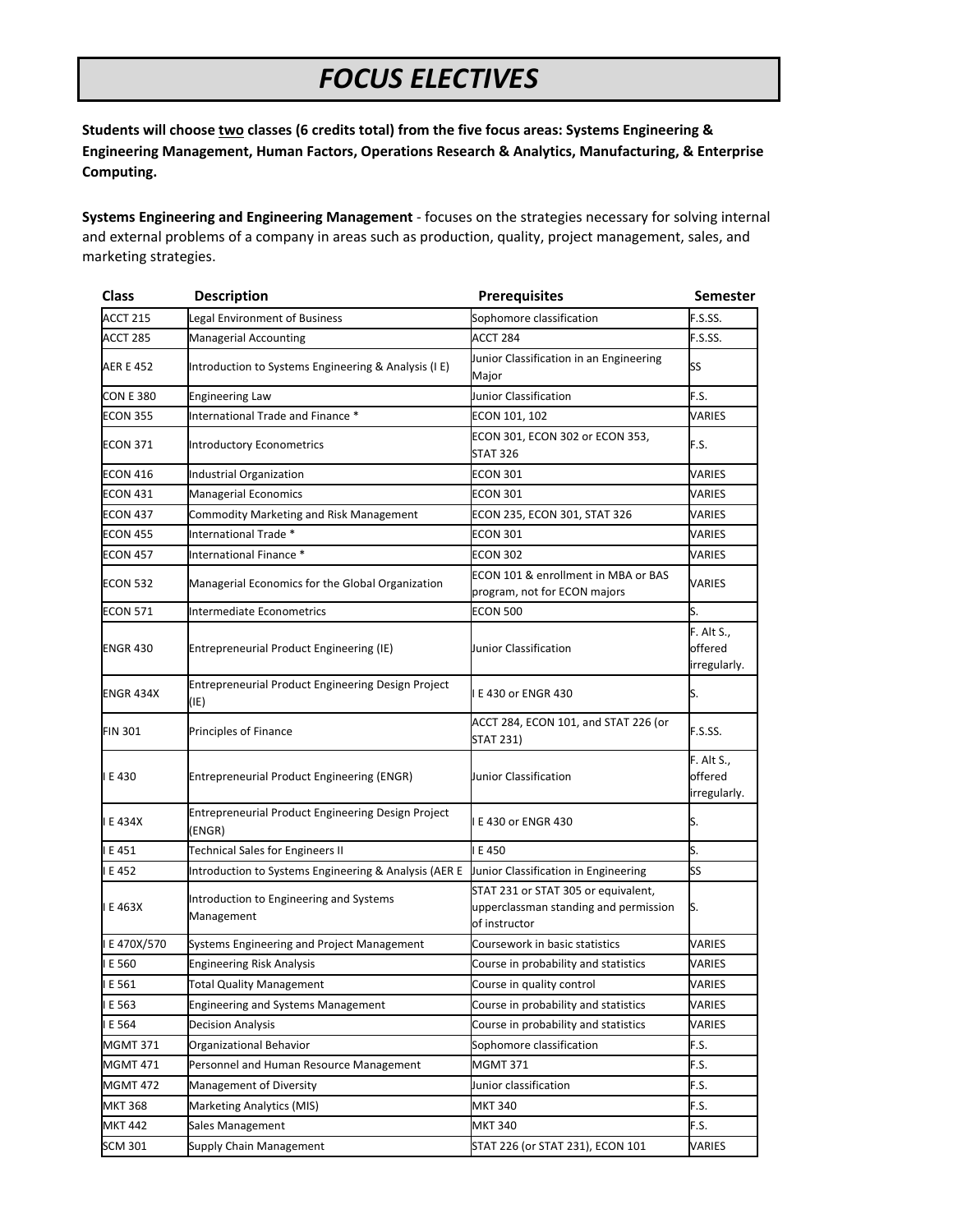# *FOCUS ELECTIVES*

**Students will choose two classes (6 credits total) from the five focus areas: Systems Engineering & Engineering Management, Human Factors, Operations Research & Analytics, Manufacturing, & Enterprise Computing.**

**Systems Engineering and Engineering Management** - focuses on the strategies necessary for solving internal and external problems of a company in areas such as production, quality, project management, sales, and marketing strategies.

| Class | Description | Prerequisites | Semester |
|---|---|---|---|
| ACCT 215 | Legal Environment of Business | Sophomore classification | F.S.SS. |
| ACCT 285 | Managerial Accounting | ACCT 284 | F.S.SS. |
| AER E 452 | Introduction to Systems Engineering & Analysis (I E) | Junior Classification in an Engineering Major | SS |
| CON E 380 | Engineering Law | Junior Classification | F.S. |
| ECON 355 | International Trade and Finance * | ECON 101, 102 | VARIES |
| ECON 371 | Introductory Econometrics | ECON 301, ECON 302 or ECON 353, STAT 326 | F.S. |
| ECON 416 | Industrial Organization | ECON 301 | VARIES |
| ECON 431 | Managerial Economics | ECON 301 | VARIES |
| ECON 437 | Commodity Marketing and Risk Management | ECON 235, ECON 301, STAT 326 | VARIES |
| ECON 455 | International Trade * | ECON 301 | VARIES |
| ECON 457 | International Finance * | ECON 302 | VARIES |
| ECON 532 | Managerial Economics for the Global Organization | ECON 101 & enrollment in MBA or BAS program, not for ECON majors | VARIES |
| ECON 571 | Intermediate Econometrics | ECON 500 | S. |
| ENGR 430 | Entrepreneurial Product Engineering (IE) | Junior Classification | F. Alt S., offered irregularly. |
| ENGR 434X | Entrepreneurial Product Engineering Design Project (IE) | I E 430 or ENGR 430 | S. |
| FIN 301 | Principles of Finance | ACCT 284, ECON 101, and STAT 226 (or STAT 231) | F.S.SS. |
| I E 430 | Entrepreneurial Product Engineering (ENGR) | Junior Classification | F. Alt S., offered irregularly. |
| I E 434X | Entrepreneurial Product Engineering Design Project (ENGR) | I E 430 or ENGR 430 | S. |
| I E 451 | Technical Sales for Engineers II | I E 450 | S. |
| I E 452 | Introduction to Systems Engineering & Analysis (AER E | Junior Classification in Engineering | SS |
| I E 463X | Introduction to Engineering and Systems Management | STAT 231 or STAT 305 or equivalent, upperclassman standing and permission of instructor | S. |
| I E 470X/570 | Systems Engineering and Project Management | Coursework in basic statistics | VARIES |
| I E 560 | Engineering Risk Analysis | Course in probability and statistics | VARIES |
| I E 561 | Total Quality Management | Course in quality control | VARIES |
| I E 563 | Engineering and Systems Management | Course in probability and statistics | VARIES |
| I E 564 | Decision Analysis | Course in probability and statistics | VARIES |
| MGMT 371 | Organizational Behavior | Sophomore classification | F.S. |
| MGMT 471 | Personnel and Human Resource Management | MGMT 371 | F.S. |
| MGMT 472 | Management of Diversity | Junior classification | F.S. |
| MKT 368 | Marketing Analytics (MIS) | MKT 340 | F.S. |
| MKT 442 | Sales Management | MKT 340 | F.S. |
| SCM 301 | Supply Chain Management | STAT 226 (or STAT 231), ECON 101 | VARIES |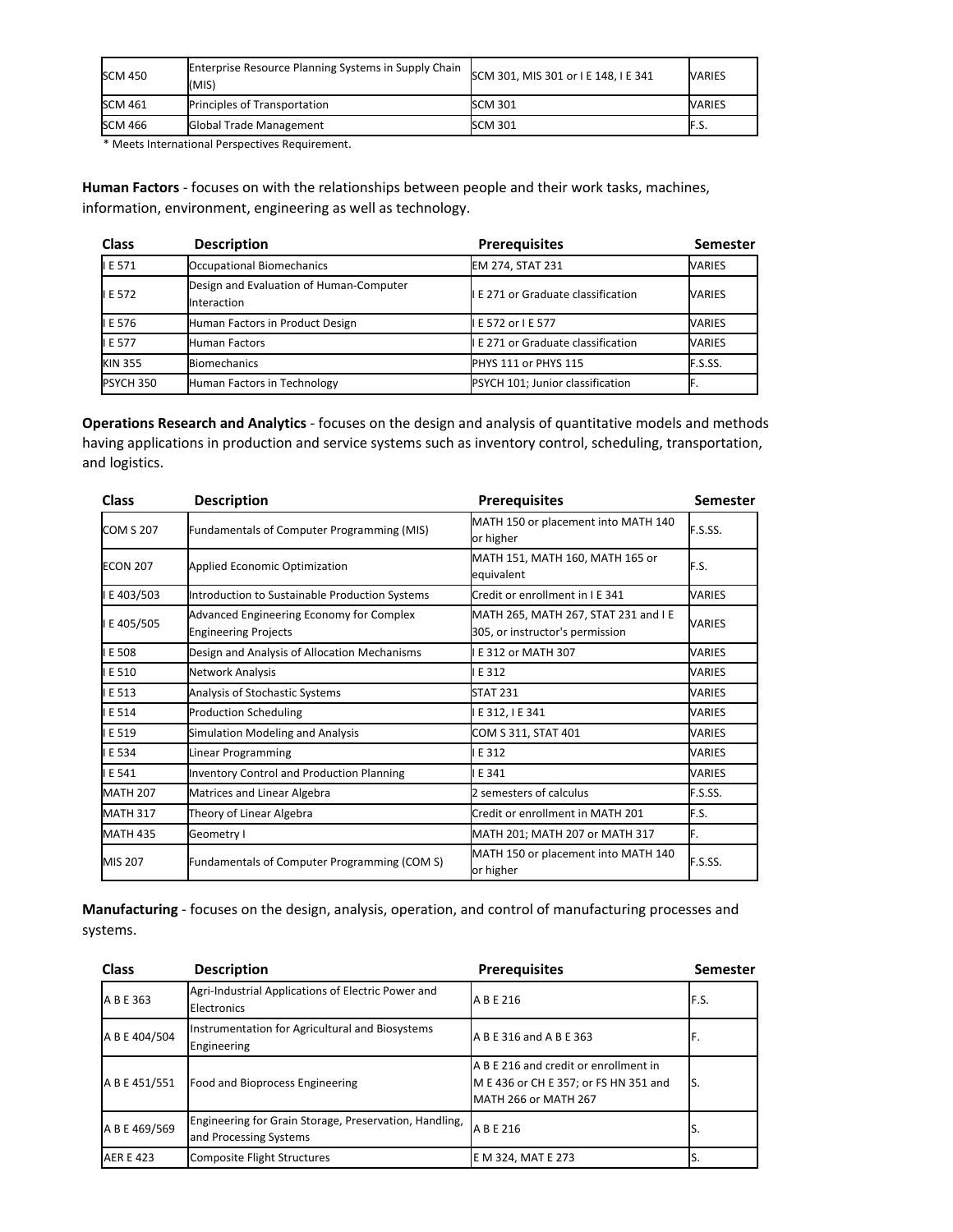| SCM 450 | Enterprise Resource Planning Systems in Supply Chain (MIS) | SCM 301, MIS 301 or I E 148, I E 341 | VARIES |
|---|---|---|---|
| SCM 461 | Principles of Transportation | SCM 301 | VARIES |
| SCM 466 | Global Trade Management | SCM 301 | F.S. |

* Meets International Perspectives Requirement.

**Human Factors** - focuses on with the relationships between people and their work tasks, machines, information, environment, engineering as well as technology.

| Class | Description | Prerequisites | Semester |
|---|---|---|---|
| I E 571 | Occupational Biomechanics | EM 274, STAT 231 | VARIES |
| I E 572 | Design and Evaluation of Human-Computer Interaction | I E 271 or Graduate classification | VARIES |
| I E 576 | Human Factors in Product Design | I E 572 or I E 577 | VARIES |
| I E 577 | Human Factors | I E 271 or Graduate classification | VARIES |
| KIN 355 | Biomechanics | PHYS 111 or PHYS 115 | F.S.SS. |
| PSYCH 350 | Human Factors in Technology | PSYCH 101; Junior classification | F. |

**Operations Research and Analytics** - focuses on the design and analysis of quantitative models and methods having applications in production and service systems such as inventory control, scheduling, transportation, and logistics.

| Class | Description | Prerequisites | Semester |
|---|---|---|---|
| COM S 207 | Fundamentals of Computer Programming (MIS) | MATH 150 or placement into MATH 140 or higher | F.S.SS. |
| ECON 207 | Applied Economic Optimization | MATH 151, MATH 160, MATH 165 or equivalent | F.S. |
| I E 403/503 | Introduction to Sustainable Production Systems | Credit or enrollment in I E 341 | VARIES |
| I E 405/505 | Advanced Engineering Economy for Complex Engineering Projects | MATH 265, MATH 267, STAT 231 and I E 305, or instructor's permission | VARIES |
| I E 508 | Design and Analysis of Allocation Mechanisms | I E 312 or MATH 307 | VARIES |
| I E 510 | Network Analysis | I E 312 | VARIES |
| I E 513 | Analysis of Stochastic Systems | STAT 231 | VARIES |
| I E 514 | Production Scheduling | I E 312, I E 341 | VARIES |
| I E 519 | Simulation Modeling and Analysis | COM S 311, STAT 401 | VARIES |
| I E 534 | Linear Programming | I E 312 | VARIES |
| I E 541 | Inventory Control and Production Planning | I E 341 | VARIES |
| MATH 207 | Matrices and Linear Algebra | 2 semesters of calculus | F.S.SS. |
| MATH 317 | Theory of Linear Algebra | Credit or enrollment in MATH 201 | F.S. |
| MATH 435 | Geometry I | MATH 201; MATH 207 or MATH 317 | F. |
| MIS 207 | Fundamentals of Computer Programming (COM S) | MATH 150 or placement into MATH 140 or higher | F.S.SS. |

**Manufacturing** - focuses on the design, analysis, operation, and control of manufacturing processes and systems.

| Class | Description | Prerequisites | Semester |
|---|---|---|---|
| A B E 363 | Agri-Industrial Applications of Electric Power and Electronics | A B E 216 | F.S. |
| A B E 404/504 | Instrumentation for Agricultural and Biosystems Engineering | A B E 316 and A B E 363 | F. |
| A B E 451/551 | Food and Bioprocess Engineering | A B E 216 and credit or enrollment in M E 436 or CH E 357; or FS HN 351 and MATH 266 or MATH 267 | S. |
| A B E 469/569 | Engineering for Grain Storage, Preservation, Handling, and Processing Systems | A B E 216 | S. |
| AER E 423 | Composite Flight Structures | E M 324, MAT E 273 | S. |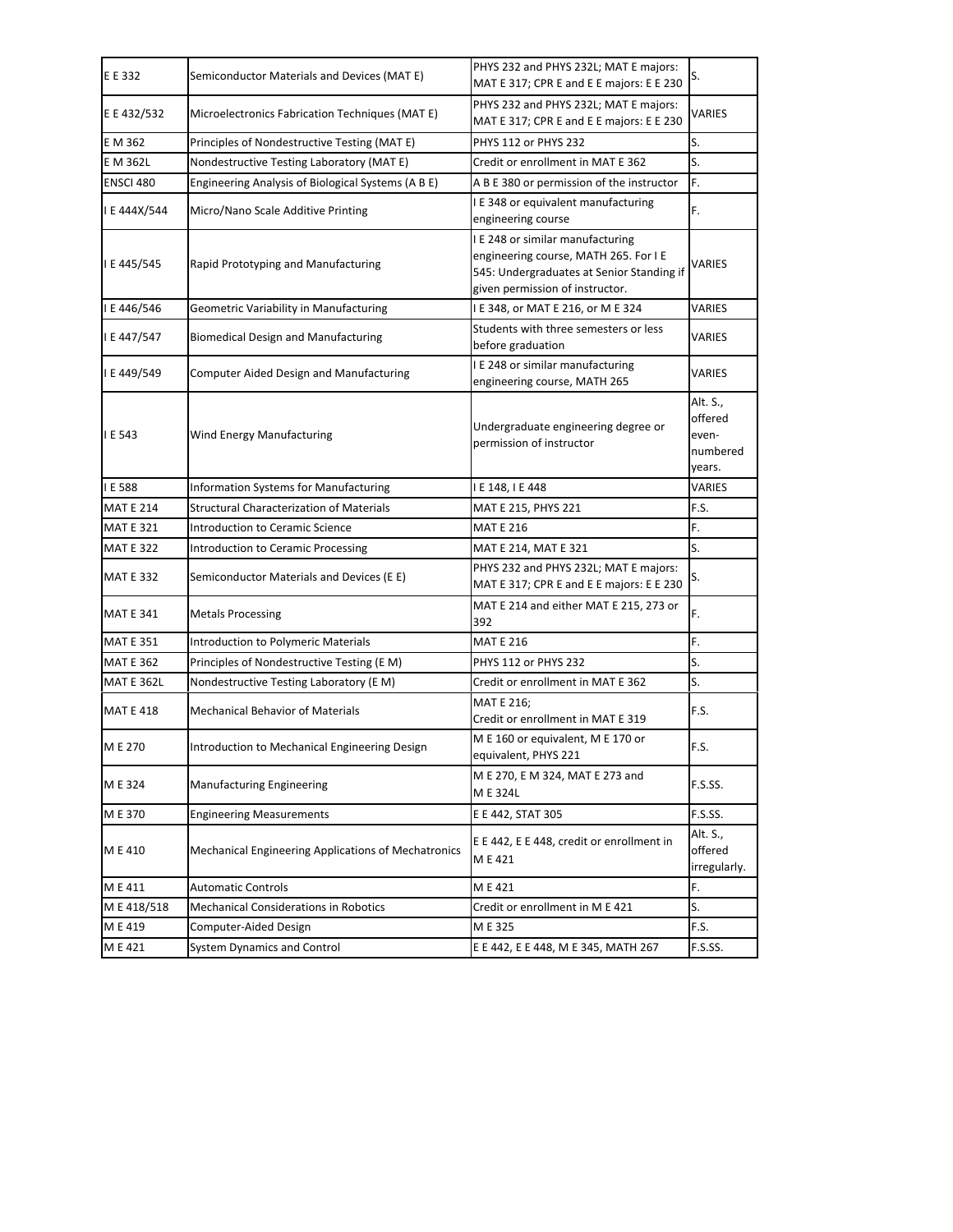| | | | |
|---|---|---|---|
| E E 332 | Semiconductor Materials and Devices (MAT E) | PHYS 232 and PHYS 232L; MAT E majors: MAT E 317; CPR E and E E majors: E E 230 | S. |
| E E 432/532 | Microelectronics Fabrication Techniques (MAT E) | PHYS 232 and PHYS 232L; MAT E majors: MAT E 317; CPR E and E E majors: E E 230 | VARIES |
| E M 362 | Principles of Nondestructive Testing (MAT E) | PHYS 112 or PHYS 232 | S. |
| E M 362L | Nondestructive Testing Laboratory (MAT E) | Credit or enrollment in MAT E 362 | S. |
| ENSCI 480 | Engineering Analysis of Biological Systems (A B E) | A B E 380 or permission of the instructor | F. |
| I E 444X/544 | Micro/Nano Scale Additive Printing | I E 348 or equivalent manufacturing engineering course | F. |
| I E 445/545 | Rapid Prototyping and Manufacturing | I E 248 or similar manufacturing engineering course, MATH 265. For I E 545: Undergraduates at Senior Standing if given permission of instructor. | VARIES |
| I E 446/546 | Geometric Variability in Manufacturing | I E 348, or MAT E 216, or M E 324 | VARIES |
| I E 447/547 | Biomedical Design and Manufacturing | Students with three semesters or less before graduation | VARIES |
| I E 449/549 | Computer Aided Design and Manufacturing | I E 248 or similar manufacturing engineering course, MATH 265 | VARIES |
| I E 543 | Wind Energy Manufacturing | Undergraduate engineering degree or permission of instructor | Alt. S., offered even-numbered years. |
| I E 588 | Information Systems for Manufacturing | I E 148, I E 448 | VARIES |
| MAT E 214 | Structural Characterization of Materials | MAT E 215, PHYS 221 | F.S. |
| MAT E 321 | Introduction to Ceramic Science | MAT E 216 | F. |
| MAT E 322 | Introduction to Ceramic Processing | MAT E 214, MAT E 321 | S. |
| MAT E 332 | Semiconductor Materials and Devices (E E) | PHYS 232 and PHYS 232L; MAT E majors: MAT E 317; CPR E and E E majors: E E 230 | S. |
| MAT E 341 | Metals Processing | MAT E 214 and either MAT E 215, 273 or 392 | F. |
| MAT E 351 | Introduction to Polymeric Materials | MAT E 216 | F. |
| MAT E 362 | Principles of Nondestructive Testing (E M) | PHYS 112 or PHYS 232 | S. |
| MAT E 362L | Nondestructive Testing Laboratory (E M) | Credit or enrollment in MAT E 362 | S. |
| MAT E 418 | Mechanical Behavior of Materials | MAT E 216; Credit or enrollment in MAT E 319 | F.S. |
| M E 270 | Introduction to Mechanical Engineering Design | M E 160 or equivalent, M E 170 or equivalent, PHYS 221 | F.S. |
| M E 324 | Manufacturing Engineering | M E 270, E M 324, MAT E 273 and M E 324L | F.S.SS. |
| M E 370 | Engineering Measurements | E E 442, STAT 305 | F.S.SS. |
| M E 410 | Mechanical Engineering Applications of Mechatronics | E E 442, E E 448, credit or enrollment in M E 421 | Alt. S., offered irregularly. |
| M E 411 | Automatic Controls | M E 421 | F. |
| M E 418/518 | Mechanical Considerations in Robotics | Credit or enrollment in M E 421 | S. |
| M E 419 | Computer-Aided Design | M E 325 | F.S. |
| M E 421 | System Dynamics and Control | E E 442, E E 448, M E 345, MATH 267 | F.S.SS. |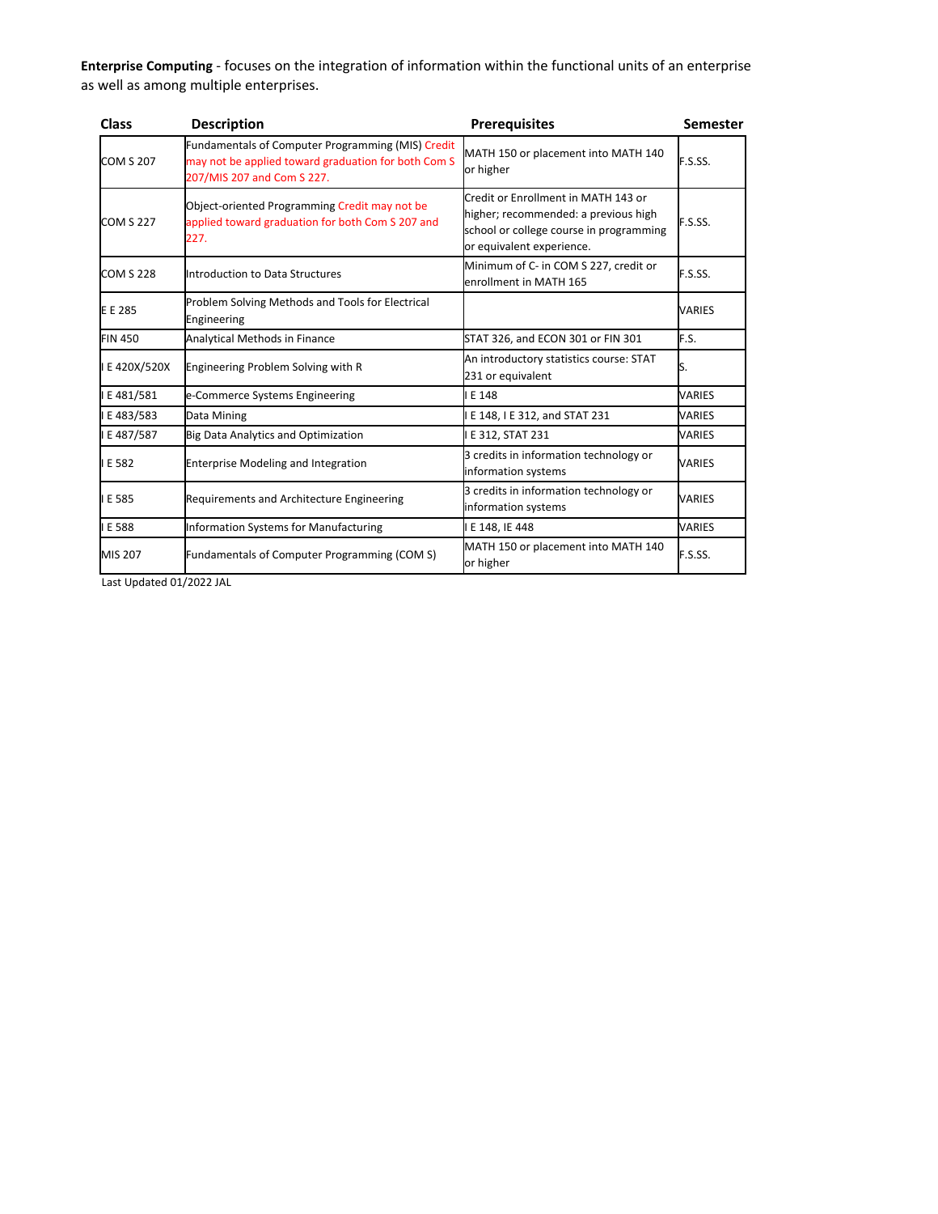**Enterprise Computing** - focuses on the integration of information within the functional units of an enterprise as well as among multiple enterprises.

| Class | Description | Prerequisites | Semester |
|---|---|---|---|
| COM S 207 | Fundamentals of Computer Programming (MIS) Credit may not be applied toward graduation for both Com S 207/MIS 207 and Com S 227. | MATH 150 or placement into MATH 140 or higher | F.S.SS. |
| COM S 227 | Object-oriented Programming Credit may not be applied toward graduation for both Com S 207 and 227. | Credit or Enrollment in MATH 143 or higher; recommended: a previous high school or college course in programming or equivalent experience. | F.S.SS. |
| COM S 228 | Introduction to Data Structures | Minimum of C- in COM S 227, credit or enrollment in MATH 165 | F.S.SS. |
| E E 285 | Problem Solving Methods and Tools for Electrical Engineering | | VARIES |
| FIN 450 | Analytical Methods in Finance | STAT 326, and ECON 301 or FIN 301 | F.S. |
| I E 420X/520X | Engineering Problem Solving with R | An introductory statistics course: STAT 231 or equivalent | S. |
| I E 481/581 | e-Commerce Systems Engineering | I E 148 | VARIES |
| I E 483/583 | Data Mining | I E 148, I E 312, and STAT 231 | VARIES |
| I E 487/587 | Big Data Analytics and Optimization | I E 312, STAT 231 | VARIES |
| I E 582 | Enterprise Modeling and Integration | 3 credits in information technology or information systems | VARIES |
| I E 585 | Requirements and Architecture Engineering | 3 credits in information technology or information systems | VARIES |
| I E 588 | Information Systems for Manufacturing | I E 148, IE 448 | VARIES |
| MIS 207 | Fundamentals of Computer Programming (COM S) | MATH 150 or placement into MATH 140 or higher | F.S.SS. |

Last Updated 01/2022 JAL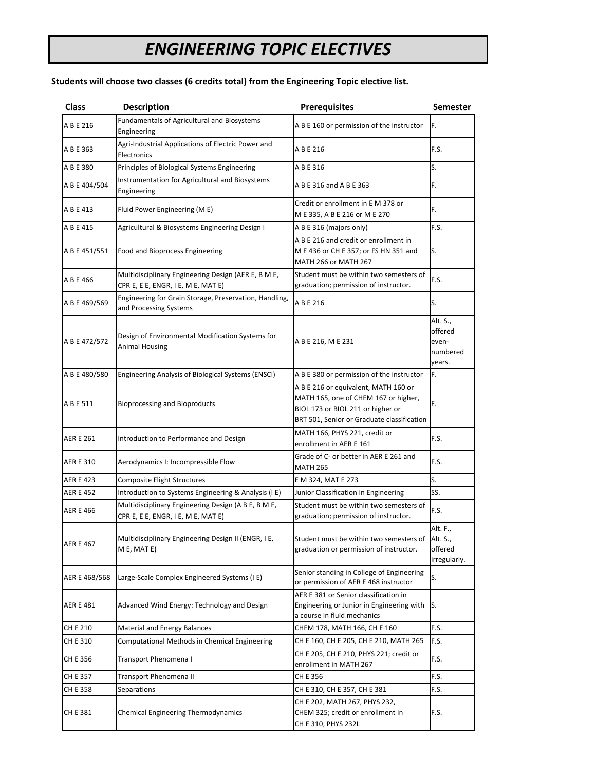# ENGINEERING TOPIC ELECTIVES

**Students will choose <u>two</u> classes (6 credits total) from the Engineering Topic elective list.**

| Class | Description | Prerequisites | Semester |
|---|---|---|---|
| A B E 216 | Fundamentals of Agricultural and Biosystems Engineering | A B E 160 or permission of the instructor | F. |
| A B E 363 | Agri-Industrial Applications of Electric Power and Electronics | A B E 216 | F.S. |
| A B E 380 | Principles of Biological Systems Engineering | A B E 316 | S. |
| A B E 404/504 | Instrumentation for Agricultural and Biosystems Engineering | A B E 316 and A B E 363 | F. |
| A B E 413 | Fluid Power Engineering (M E) | Credit or enrollment in E M 378 or M E 335, A B E 216 or M E 270 | F. |
| A B E 415 | Agricultural & Biosystems Engineering Design I | A B E 316 (majors only) | F.S. |
| A B E 451/551 | Food and Bioprocess Engineering | A B E 216 and credit or enrollment in M E 436 or CH E 357; or FS HN 351 and MATH 266 or MATH 267 | S. |
| A B E 466 | Multidisciplinary Engineering Design (AER E, B M E, CPR E, E E, ENGR, I E, M E, MAT E) | Student must be within two semesters of graduation; permission of instructor. | F.S. |
| A B E 469/569 | Engineering for Grain Storage, Preservation, Handling, and Processing Systems | A B E 216 | S. |
| A B E 472/572 | Design of Environmental Modification Systems for Animal Housing | A B E 216, M E 231 | Alt. S., offered even-numbered years. |
| A B E 480/580 | Engineering Analysis of Biological Systems (ENSCI) | A B E 380 or permission of the instructor | F. |
| A B E 511 | Bioprocessing and Bioproducts | A B E 216 or equivalent, MATH 160 or MATH 165, one of CHEM 167 or higher, BIOL 173 or BIOL 211 or higher or BRT 501, Senior or Graduate classification | F. |
| AER E 261 | Introduction to Performance and Design | MATH 166, PHYS 221, credit or enrollment in AER E 161 | F.S. |
| AER E 310 | Aerodynamics I: Incompressible Flow | Grade of C- or better in AER E 261 and MATH 265 | F.S. |
| AER E 423 | Composite Flight Structures | E M 324, MAT E 273 | S. |
| AER E 452 | Introduction to Systems Engineering & Analysis (I E) | Junior Classification in Engineering | SS. |
| AER E 466 | Multidisciplinary Engineering Design (A B E, B M E, CPR E, E E, ENGR, I E, M E, MAT E) | Student must be within two semesters of graduation; permission of instructor. | F.S. |
| AER E 467 | Multidisciplinary Engineering Design II (ENGR, I E, M E, MAT E) | Student must be within two semesters of graduation or permission of instructor. | Alt. F., Alt. S., offered irregularly. |
| AER E 468/568 | Large-Scale Complex Engineered Systems (I E) | Senior standing in College of Engineering or permission of AER E 468 instructor | S. |
| AER E 481 | Advanced Wind Energy: Technology and Design | AER E 381 or Senior classification in Engineering or Junior in Engineering with a course in fluid mechanics | S. |
| CH E 210 | Material and Energy Balances | CHEM 178, MATH 166, CH E 160 | F.S. |
| CH E 310 | Computational Methods in Chemical Engineering | CH E 160, CH E 205, CH E 210, MATH 265 | F.S. |
| CH E 356 | Transport Phenomena I | CH E 205, CH E 210, PHYS 221; credit or enrollment in MATH 267 | F.S. |
| CH E 357 | Transport Phenomena II | CH E 356 | F.S. |
| CH E 358 | Separations | CH E 310, CH E 357, CH E 381 | F.S. |
| CH E 381 | Chemical Engineering Thermodynamics | CH E 202, MATH 267, PHYS 232, CHEM 325; credit or enrollment in CH E 310, PHYS 232L | F.S. |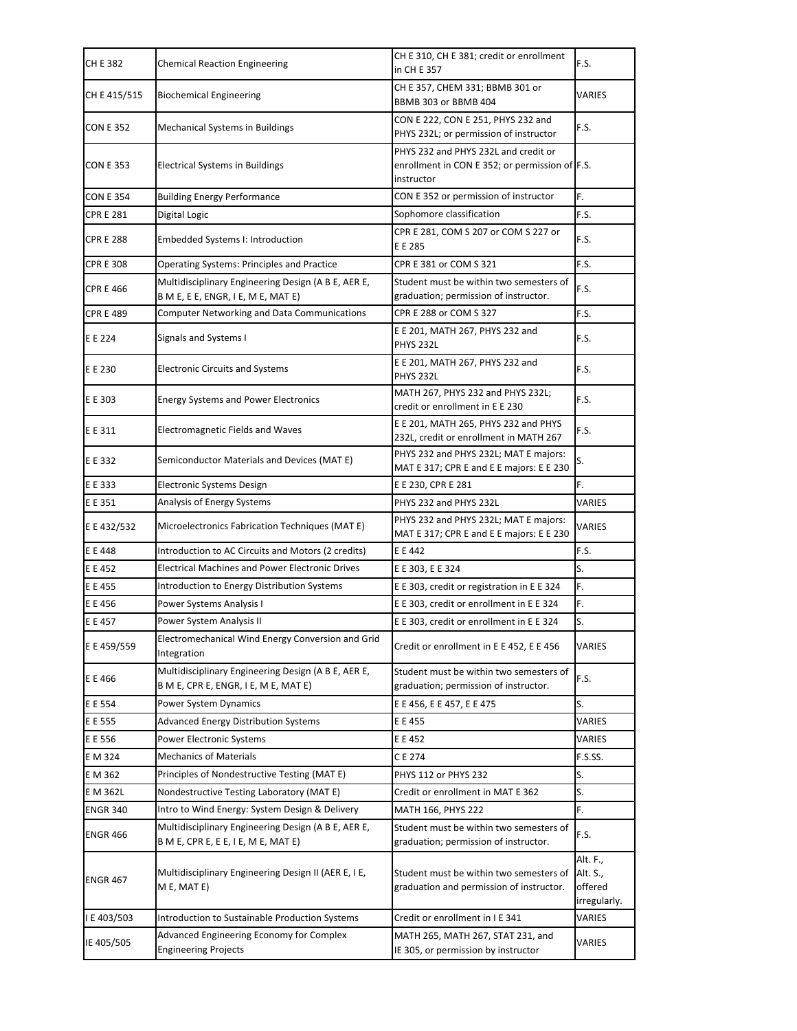| CH E 382 | Chemical Reaction Engineering | CH E 310, CH E 381; credit or enrollment in CH E 357 | F.S. |
|---|---|---|---|
| CH E 415/515 | Biochemical Engineering | CH E 357, CHEM 331; BBMB 301 or BBMB 303 or BBMB 404 | VARIES |
| CON E 352 | Mechanical Systems in Buildings | CON E 222, CON E 251, PHYS 232 and PHYS 232L; or permission of instructor | F.S. |
| CON E 353 | Electrical Systems in Buildings | PHYS 232 and PHYS 232L and credit or enrollment in CON E 352; or permission of instructor | F.S. |
| CON E 354 | Building Energy Performance | CON E 352 or permission of instructor | F. |
| CPR E 281 | Digital Logic | Sophomore classification | F.S. |
| CPR E 288 | Embedded Systems I: Introduction | CPR E 281, COM S 207 or COM S 227 or E E 285 | F.S. |
| CPR E 308 | Operating Systems: Principles and Practice | CPR E 381 or COM S 321 | F.S. |
| CPR E 466 | Multidisciplinary Engineering Design (A B E, AER E, B M E, E E, ENGR, I E, M E, MAT E) | Student must be within two semesters of graduation; permission of instructor. | F.S. |
| CPR E 489 | Computer Networking and Data Communications | CPR E 288 or COM S 327 | F.S. |
| E E 224 | Signals and Systems I | E E 201, MATH 267, PHYS 232 and PHYS 232L | F.S. |
| E E 230 | Electronic Circuits and Systems | E E 201, MATH 267, PHYS 232 and PHYS 232L | F.S. |
| E E 303 | Energy Systems and Power Electronics | MATH 267, PHYS 232 and PHYS 232L; credit or enrollment in E E 230 | F.S. |
| E E 311 | Electromagnetic Fields and Waves | E E 201, MATH 265, PHYS 232 and PHYS 232L, credit or enrollment in MATH 267 | F.S. |
| E E 332 | Semiconductor Materials and Devices (MAT E) | PHYS 232 and PHYS 232L; MAT E majors: MAT E 317; CPR E and E E majors: E E 230 | S. |
| E E 333 | Electronic Systems Design | E E 230, CPR E 281 | F. |
| E E 351 | Analysis of Energy Systems | PHYS 232 and PHYS 232L | VARIES |
| E E 432/532 | Microelectronics Fabrication Techniques (MAT E) | PHYS 232 and PHYS 232L; MAT E majors: MAT E 317; CPR E and E E majors: E E 230 | VARIES |
| E E 448 | Introduction to AC Circuits and Motors (2 credits) | E E 442 | F.S. |
| E E 452 | Electrical Machines and Power Electronic Drives | E E 303, E E 324 | S. |
| E E 455 | Introduction to Energy Distribution Systems | E E 303, credit or registration in E E 324 | F. |
| E E 456 | Power Systems Analysis I | E E 303, credit or enrollment in E E 324 | F. |
| E E 457 | Power System Analysis II | E E 303, credit or enrollment in E E 324 | S. |
| E E 459/559 | Electromechanical Wind Energy Conversion and Grid Integration | Credit or enrollment in E E 452, E E 456 | VARIES |
| E E 466 | Multidisciplinary Engineering Design (A B E, AER E, B M E, CPR E, ENGR, I E, M E, MAT E) | Student must be within two semesters of graduation; permission of instructor. | F.S. |
| E E 554 | Power System Dynamics | E E 456, E E 457, E E 475 | S. |
| E E 555 | Advanced Energy Distribution Systems | E E 455 | VARIES |
| E E 556 | Power Electronic Systems | E E 452 | VARIES |
| E M 324 | Mechanics of Materials | C E 274 | F.S.SS. |
| E M 362 | Principles of Nondestructive Testing (MAT E) | PHYS 112 or PHYS 232 | S. |
| E M 362L | Nondestructive Testing Laboratory (MAT E) | Credit or enrollment in MAT E 362 | S. |
| ENGR 340 | Intro to Wind Energy: System Design & Delivery | MATH 166, PHYS 222 | F. |
| ENGR 466 | Multidisciplinary Engineering Design (A B E, AER E, B M E, CPR E, E E, I E, M E, MAT E) | Student must be within two semesters of graduation; permission of instructor. | F.S. |
| ENGR 467 | Multidisciplinary Engineering Design II (AER E, I E, M E, MAT E) | Student must be within two semesters of graduation and permission of instructor. | Alt. F., Alt. S., offered irregularly. |
| I E 403/503 | Introduction to Sustainable Production Systems | Credit or enrollment in I E 341 | VARIES |
| IE 405/505 | Advanced Engineering Economy for Complex Engineering Projects | MATH 265, MATH 267, STAT 231, and IE 305, or permission by instructor | VARIES |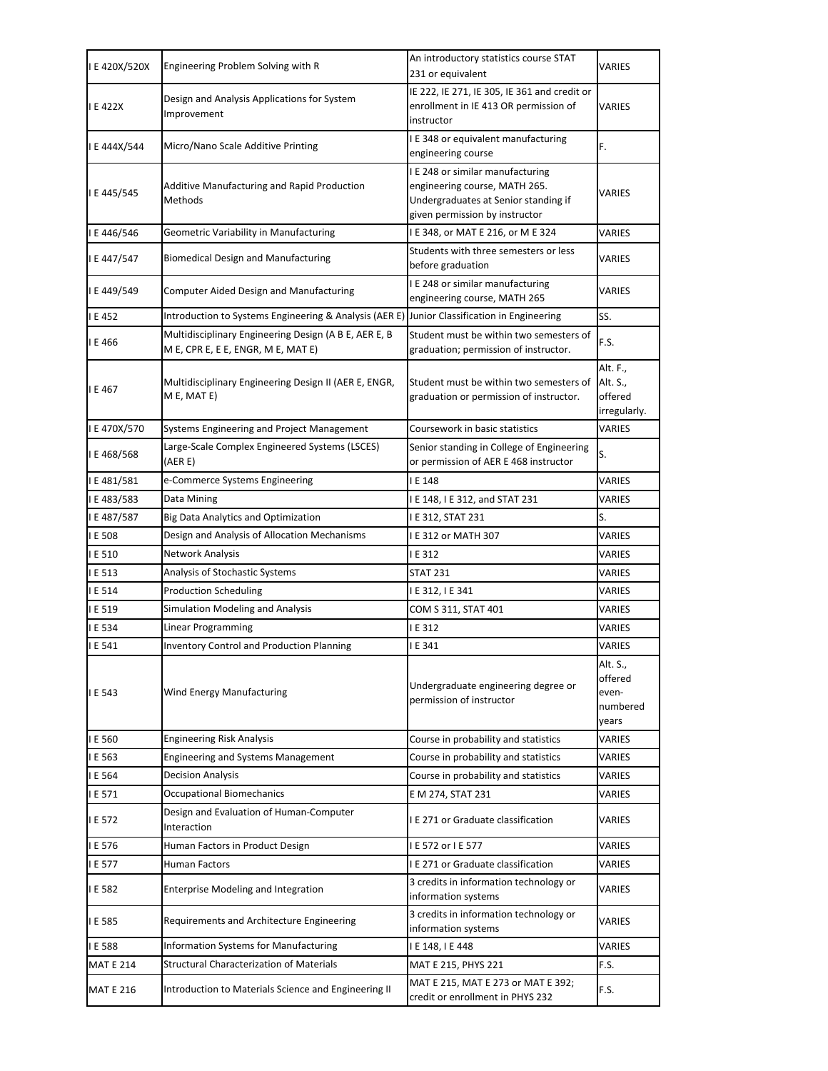| I E 420X/520X | Engineering Problem Solving with R | An introductory statistics course STAT 231 or equivalent | VARIES |
|---|---|---|---|
| I E 422X | Design and Analysis Applications for System Improvement | IE 222, IE 271, IE 305, IE 361 and credit or enrollment in IE 413 OR permission of instructor | VARIES |
| I E 444X/544 | Micro/Nano Scale Additive Printing | I E 348 or equivalent manufacturing engineering course | F. |
| I E 445/545 | Additive Manufacturing and Rapid Production Methods | I E 248 or similar manufacturing engineering course, MATH 265. Undergraduates at Senior standing if given permission by instructor | VARIES |
| I E 446/546 | Geometric Variability in Manufacturing | I E 348, or MAT E 216, or M E 324 | VARIES |
| I E 447/547 | Biomedical Design and Manufacturing | Students with three semesters or less before graduation | VARIES |
| I E 449/549 | Computer Aided Design and Manufacturing | I E 248 or similar manufacturing engineering course, MATH 265 | VARIES |
| I E 452 | Introduction to Systems Engineering & Analysis (AER E) | Junior Classification in Engineering | SS. |
| I E 466 | Multidisciplinary Engineering Design (A B E, AER E, B M E, CPR E, E E, ENGR, M E, MAT E) | Student must be within two semesters of graduation; permission of instructor. | F.S. |
| I E 467 | Multidisciplinary Engineering Design II (AER E, ENGR, M E, MAT E) | Student must be within two semesters of graduation or permission of instructor. | Alt. F., Alt. S., offered irregularly. |
| I E 470X/570 | Systems Engineering and Project Management | Coursework in basic statistics | VARIES |
| I E 468/568 | Large-Scale Complex Engineered Systems (LSCES) (AER E) | Senior standing in College of Engineering or permission of AER E 468 instructor | S. |
| I E 481/581 | e-Commerce Systems Engineering | I E 148 | VARIES |
| I E 483/583 | Data Mining | I E 148, I E 312, and STAT 231 | VARIES |
| I E 487/587 | Big Data Analytics and Optimization | I E 312, STAT 231 | S. |
| I E 508 | Design and Analysis of Allocation Mechanisms | I E 312 or MATH 307 | VARIES |
| I E 510 | Network Analysis | I E 312 | VARIES |
| I E 513 | Analysis of Stochastic Systems | STAT 231 | VARIES |
| I E 514 | Production Scheduling | I E 312, I E 341 | VARIES |
| I E 519 | Simulation Modeling and Analysis | COM S 311, STAT 401 | VARIES |
| I E 534 | Linear Programming | I E 312 | VARIES |
| I E 541 | Inventory Control and Production Planning | I E 341 | VARIES |
| I E 543 | Wind Energy Manufacturing | Undergraduate engineering degree or permission of instructor | Alt. S., offered even-numbered years |
| I E 560 | Engineering Risk Analysis | Course in probability and statistics | VARIES |
| I E 563 | Engineering and Systems Management | Course in probability and statistics | VARIES |
| I E 564 | Decision Analysis | Course in probability and statistics | VARIES |
| I E 571 | Occupational Biomechanics | E M 274, STAT 231 | VARIES |
| I E 572 | Design and Evaluation of Human-Computer Interaction | I E 271 or Graduate classification | VARIES |
| I E 576 | Human Factors in Product Design | I E 572 or I E 577 | VARIES |
| I E 577 | Human Factors | I E 271 or Graduate classification | VARIES |
| I E 582 | Enterprise Modeling and Integration | 3 credits in information technology or information systems | VARIES |
| I E 585 | Requirements and Architecture Engineering | 3 credits in information technology or information systems | VARIES |
| I E 588 | Information Systems for Manufacturing | I E 148, I E 448 | VARIES |
| MAT E 214 | Structural Characterization of Materials | MAT E 215, PHYS 221 | F.S. |
| MAT E 216 | Introduction to Materials Science and Engineering II | MAT E 215, MAT E 273 or MAT E 392; credit or enrollment in PHYS 232 | F.S. |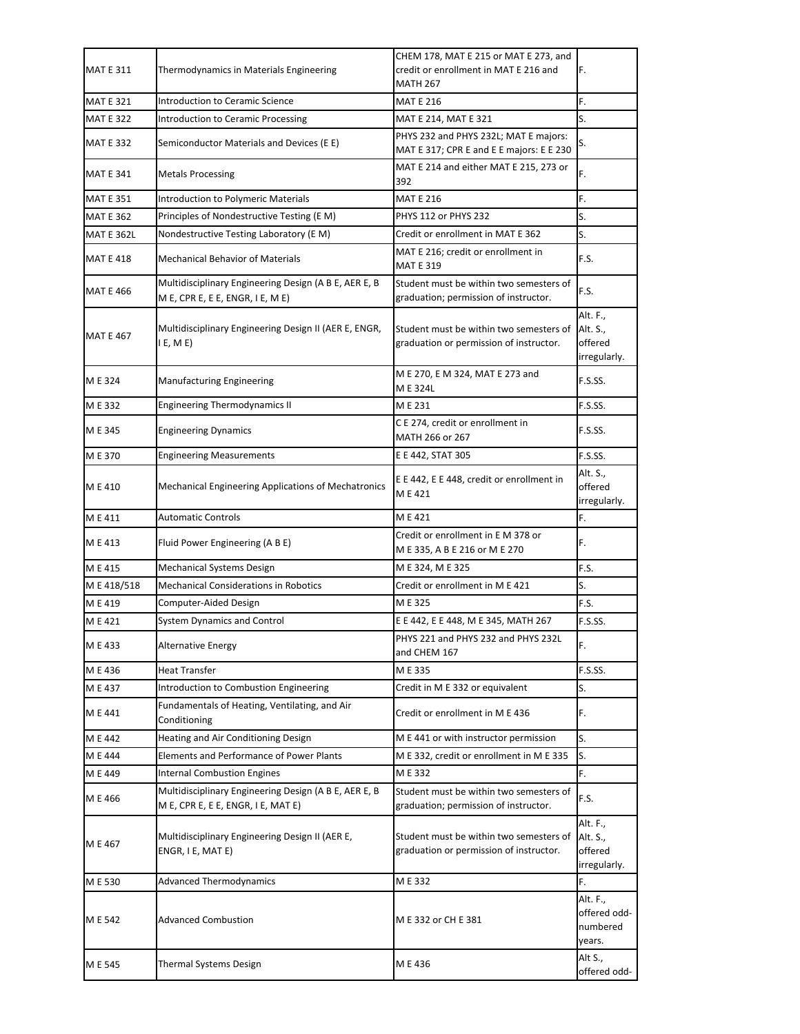| MAT E 311 | Thermodynamics in Materials Engineering | CHEM 178, MAT E 215 or MAT E 273, and credit or enrollment in MAT E 216 and MATH 267 | F. |
|---|---|---|---|
| MAT E 321 | Introduction to Ceramic Science | MAT E 216 | F. |
| MAT E 322 | Introduction to Ceramic Processing | MAT E 214, MAT E 321 | S. |
| MAT E 332 | Semiconductor Materials and Devices (E E) | PHYS 232 and PHYS 232L; MAT E majors: MAT E 317; CPR E and E E majors: E E 230 | S. |
| MAT E 341 | Metals Processing | MAT E 214 and either MAT E 215, 273 or 392 | F. |
| MAT E 351 | Introduction to Polymeric Materials | MAT E 216 | F. |
| MAT E 362 | Principles of Nondestructive Testing (E M) | PHYS 112 or PHYS 232 | S. |
| MAT E 362L | Nondestructive Testing Laboratory (E M) | Credit or enrollment in MAT E 362 | S. |
| MAT E 418 | Mechanical Behavior of Materials | MAT E 216; credit or enrollment in MAT E 319 | F.S. |
| MAT E 466 | Multidisciplinary Engineering Design (A B E, AER E, B M E, CPR E, E E, ENGR, I E, M E) | Student must be within two semesters of graduation; permission of instructor. | F.S. |
| MAT E 467 | Multidisciplinary Engineering Design II (AER E, ENGR, I E, M E) | Student must be within two semesters of graduation or permission of instructor. | Alt. F., Alt. S., offered irregularly. |
| M E 324 | Manufacturing Engineering | M E 270, E M 324, MAT E 273 and M E 324L | F.S.SS. |
| M E 332 | Engineering Thermodynamics II | M E 231 | F.S.SS. |
| M E 345 | Engineering Dynamics | C E 274, credit or enrollment in MATH 266 or 267 | F.S.SS. |
| M E 370 | Engineering Measurements | E E 442, STAT 305 | F.S.SS. |
| M E 410 | Mechanical Engineering Applications of Mechatronics | E E 442, E E 448, credit or enrollment in M E 421 | Alt. S., offered irregularly. |
| M E 411 | Automatic Controls | M E 421 | F. |
| M E 413 | Fluid Power Engineering (A B E) | Credit or enrollment in E M 378 or M E 335, A B E 216 or M E 270 | F. |
| M E 415 | Mechanical Systems Design | M E 324, M E 325 | F.S. |
| M E 418/518 | Mechanical Considerations in Robotics | Credit or enrollment in M E 421 | S. |
| M E 419 | Computer-Aided Design | M E 325 | F.S. |
| M E 421 | System Dynamics and Control | E E 442, E E 448, M E 345, MATH 267 | F.S.SS. |
| M E 433 | Alternative Energy | PHYS 221 and PHYS 232 and PHYS 232L and CHEM 167 | F. |
| M E 436 | Heat Transfer | M E 335 | F.S.SS. |
| M E 437 | Introduction to Combustion Engineering | Credit in M E 332 or equivalent | S. |
| M E 441 | Fundamentals of Heating, Ventilating, and Air Conditioning | Credit or enrollment in M E 436 | F. |
| M E 442 | Heating and Air Conditioning Design | M E 441 or with instructor permission | S. |
| M E 444 | Elements and Performance of Power Plants | M E 332, credit or enrollment in M E 335 | S. |
| M E 449 | Internal Combustion Engines | M E 332 | F. |
| M E 466 | Multidisciplinary Engineering Design (A B E, AER E, B M E, CPR E, E E, ENGR, I E, MAT E) | Student must be within two semesters of graduation; permission of instructor. | F.S. |
| M E 467 | Multidisciplinary Engineering Design II (AER E, ENGR, I E, MAT E) | Student must be within two semesters of graduation or permission of instructor. | Alt. F., Alt. S., offered irregularly. |
| M E 530 | Advanced Thermodynamics | M E 332 | F. |
| M E 542 | Advanced Combustion | M E 332 or CH E 381 | Alt. F., offered odd-numbered years. |
| M E 545 | Thermal Systems Design | M E 436 | Alt S., offered odd- |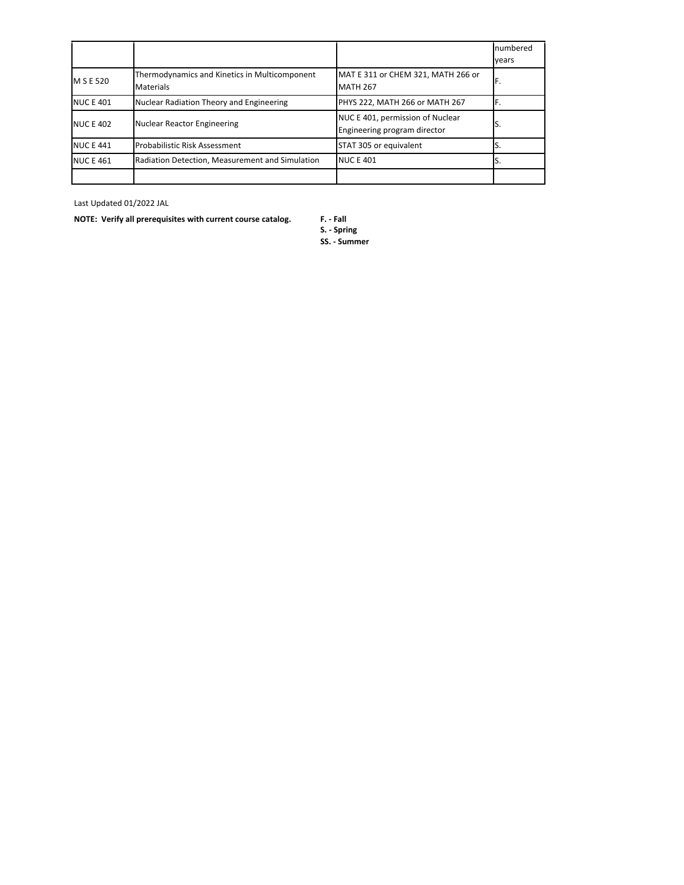|  |  |  | numbered years |
|---|---|---|---|
| M S E 520 | Thermodynamics and Kinetics in Multicomponent Materials | MAT E 311 or CHEM 321, MATH 266 or MATH 267 | F. |
| NUC E 401 | Nuclear Radiation Theory and Engineering | PHYS 222, MATH 266 or MATH 267 | F. |
| NUC E 402 | Nuclear Reactor Engineering | NUC E 401, permission of Nuclear Engineering program director | S. |
| NUC E 441 | Probabilistic Risk Assessment | STAT 305 or equivalent | S. |
| NUC E 461 | Radiation Detection, Measurement and Simulation | NUC E 401 | S. |
|  |  |  |  |

Last Updated 01/2022 JAL

**NOTE: Verify all prerequisites with current course catalog.**

**F. - Fall**
**S. - Spring**
**SS. - Summer**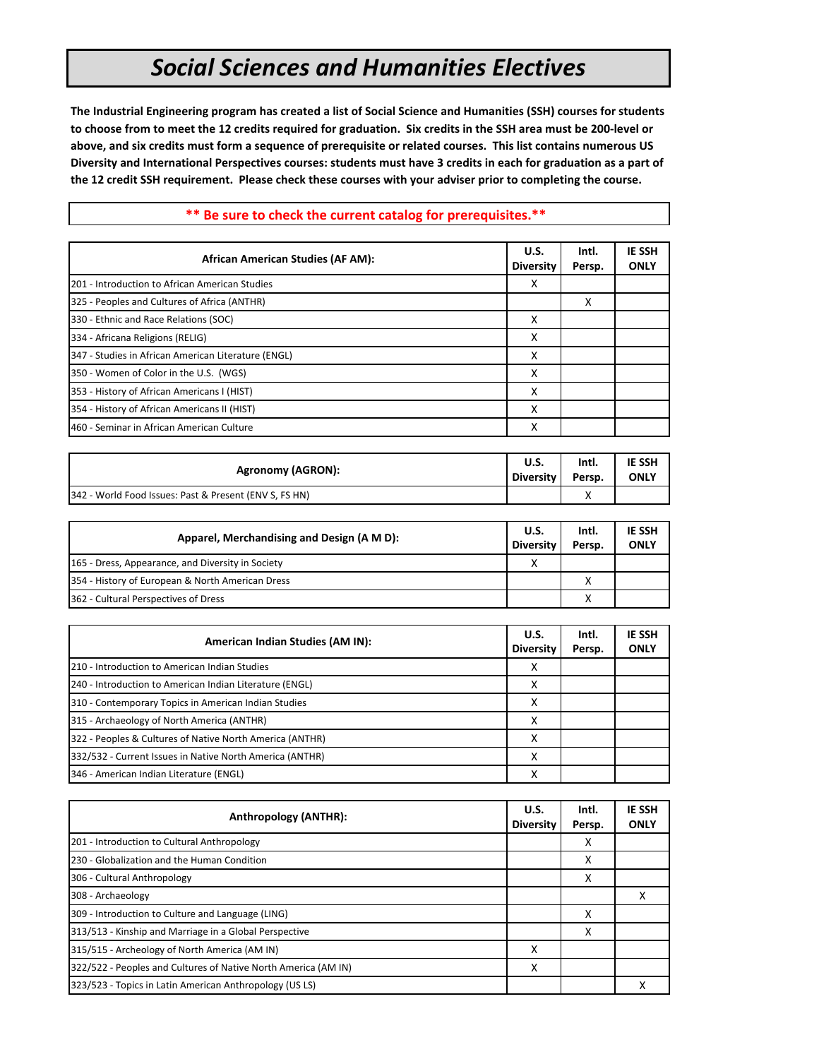# *Social Sciences and Humanities Electives*

**The Industrial Engineering program has created a list of Social Science and Humanities (SSH) courses for students to choose from to meet the 12 credits required for graduation. Six credits in the SSH area must be 200-level or above, and six credits must form a sequence of prerequisite or related courses. This list contains numerous US Diversity and International Perspectives courses: students must have 3 credits in each for graduation as a part of the 12 credit SSH requirement. Please check these courses with your adviser prior to completing the course.**

**\*\* Be sure to check the current catalog for prerequisites.\*\***

| African American Studies (AF AM): | U.S. Diversity | Intl. Persp. | IE SSH ONLY |
|---|---|---|---|
| 201 - Introduction to African American Studies | X | | |
| 325 - Peoples and Cultures of Africa (ANTHR) | | X | |
| 330 - Ethnic and Race Relations (SOC) | X | | |
| 334 - Africana Religions (RELIG) | X | | |
| 347 - Studies in African American Literature (ENGL) | X | | |
| 350 - Women of Color in the U.S. (WGS) | X | | |
| 353 - History of African Americans I (HIST) | X | | |
| 354 - History of African Americans II (HIST) | X | | |
| 460 - Seminar in African American Culture | X | | |

| Agronomy (AGRON): | U.S. Diversity | Intl. Persp. | IE SSH ONLY |
|---|---|---|---|
| 342 - World Food Issues: Past & Present (ENV S, FS HN) | | X | |

| Apparel, Merchandising and Design (A M D): | U.S. Diversity | Intl. Persp. | IE SSH ONLY |
|---|---|---|---|
| 165 - Dress, Appearance, and Diversity in Society | X | | |
| 354 - History of European & North American Dress | | X | |
| 362 - Cultural Perspectives of Dress | | X | |

| American Indian Studies (AM IN): | U.S. Diversity | Intl. Persp. | IE SSH ONLY |
|---|---|---|---|
| 210 - Introduction to American Indian Studies | X | | |
| 240 - Introduction to American Indian Literature (ENGL) | X | | |
| 310 - Contemporary Topics in American Indian Studies | X | | |
| 315 - Archaeology of North America (ANTHR) | X | | |
| 322 - Peoples & Cultures of Native North America (ANTHR) | X | | |
| 332/532 - Current Issues in Native North America (ANTHR) | X | | |
| 346 - American Indian Literature (ENGL) | X | | |

| Anthropology (ANTHR): | U.S. Diversity | Intl. Persp. | IE SSH ONLY |
|---|---|---|---|
| 201 - Introduction to Cultural Anthropology | | X | |
| 230 - Globalization and the Human Condition | | X | |
| 306 - Cultural Anthropology | | X | |
| 308 - Archaeology | | | X |
| 309 - Introduction to Culture and Language (LING) | | X | |
| 313/513 - Kinship and Marriage in a Global Perspective | | X | |
| 315/515 - Archeology of North America (AM IN) | X | | |
| 322/522 - Peoples and Cultures of Native North America (AM IN) | X | | |
| 323/523 - Topics in Latin American Anthropology (US LS) | | | X |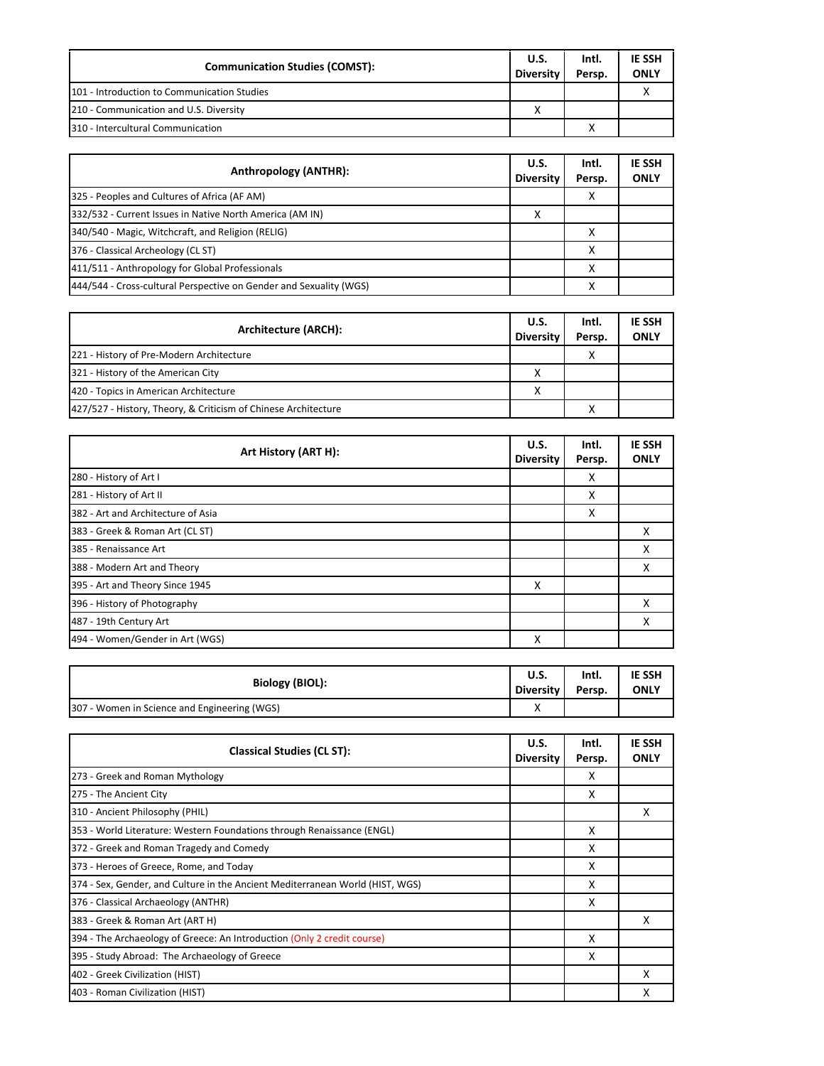| Communication Studies (COMST): | U.S. Diversity | Intl. Persp. | IE SSH ONLY |
|---|---|---|---|
| 101 - Introduction to Communication Studies | | | X |
| 210 - Communication and U.S. Diversity | X | | |
| 310 - Intercultural Communication | | X | |

| Anthropology (ANTHR): | U.S. Diversity | Intl. Persp. | IE SSH ONLY |
|---|---|---|---|
| 325 - Peoples and Cultures of Africa (AF AM) | | X | |
| 332/532 - Current Issues in Native North America (AM IN) | X | | |
| 340/540 - Magic, Witchcraft, and Religion (RELIG) | | X | |
| 376 - Classical Archeology (CL ST) | | X | |
| 411/511 - Anthropology for Global Professionals | | X | |
| 444/544 - Cross-cultural Perspective on Gender and Sexuality (WGS) | | X | |

| Architecture (ARCH): | U.S. Diversity | Intl. Persp. | IE SSH ONLY |
|---|---|---|---|
| 221 - History of Pre-Modern Architecture | | X | |
| 321 - History of the American City | X | | |
| 420 - Topics in American Architecture | X | | |
| 427/527 - History, Theory, & Criticism of Chinese Architecture | | X | |

| Art History (ART H): | U.S. Diversity | Intl. Persp. | IE SSH ONLY |
|---|---|---|---|
| 280 - History of Art I | | X | |
| 281 - History of Art II | | X | |
| 382 - Art and Architecture of Asia | | X | |
| 383 - Greek & Roman Art (CL ST) | | | X |
| 385 - Renaissance Art | | | X |
| 388 - Modern Art and Theory | | | X |
| 395 - Art and Theory Since 1945 | X | | |
| 396 - History of Photography | | | X |
| 487 - 19th Century Art | | | X |
| 494 - Women/Gender in Art (WGS) | X | | |

| Biology (BIOL): | U.S. Diversity | Intl. Persp. | IE SSH ONLY |
|---|---|---|---|
| 307 - Women in Science and Engineering (WGS) | X | | |

| Classical Studies (CL ST): | U.S. Diversity | Intl. Persp. | IE SSH ONLY |
|---|---|---|---|
| 273 - Greek and Roman Mythology | | X | |
| 275 - The Ancient City | | X | |
| 310 - Ancient Philosophy (PHIL) | | | X |
| 353 - World Literature: Western Foundations through Renaissance (ENGL) | | X | |
| 372 - Greek and Roman Tragedy and Comedy | | X | |
| 373 - Heroes of Greece, Rome, and Today | | X | |
| 374 - Sex, Gender, and Culture in the Ancient Mediterranean World (HIST, WGS) | | X | |
| 376 - Classical Archaeology (ANTHR) | | X | |
| 383 - Greek & Roman Art (ART H) | | | X |
| 394 - The Archaeology of Greece: An Introduction (Only 2 credit course) | | X | |
| 395 - Study Abroad: The Archaeology of Greece | | X | |
| 402 - Greek Civilization (HIST) | | | X |
| 403 - Roman Civilization (HIST) | | | X |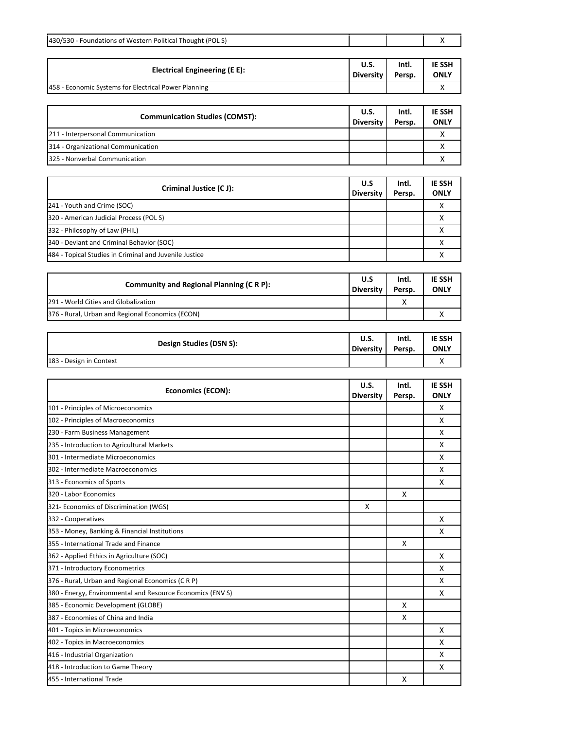| 430/530 - Foundations of Western Political Thought (POL S) | | | X |
|---|---|---|---|

| Electrical Engineering (E E): | U.S. Diversity | Intl. Persp. | IE SSH ONLY |
|---|---|---|---|
| 458 - Economic Systems for Electrical Power Planning | | | X |

| Communication Studies (COMST): | U.S. Diversity | Intl. Persp. | IE SSH ONLY |
|---|---|---|---|
| 211 - Interpersonal Communication | | | X |
| 314 - Organizational Communication | | | X |
| 325 - Nonverbal Communication | | | X |

| Criminal Justice (C J): | U.S Diversity | Intl. Persp. | IE SSH ONLY |
|---|---|---|---|
| 241 - Youth and Crime (SOC) | | | X |
| 320 - American Judicial Process (POL S) | | | X |
| 332 - Philosophy of Law (PHIL) | | | X |
| 340 - Deviant and Criminal Behavior (SOC) | | | X |
| 484 - Topical Studies in Criminal and Juvenile Justice | | | X |

| Community and Regional Planning (C R P): | U.S Diversity | Intl. Persp. | IE SSH ONLY |
|---|---|---|---|
| 291 - World Cities and Globalization | | X | |
| 376 - Rural, Urban and Regional Economics (ECON) | | | X |

| Design Studies (DSN S): | U.S. Diversity | Intl. Persp. | IE SSH ONLY |
|---|---|---|---|
| 183 - Design in Context | | | X |

| Economics (ECON): | U.S. Diversity | Intl. Persp. | IE SSH ONLY |
|---|---|---|---|
| 101 - Principles of Microeconomics | | | X |
| 102 - Principles of Macroeconomics | | | X |
| 230 - Farm Business Management | | | X |
| 235 - Introduction to Agricultural Markets | | | X |
| 301 - Intermediate Microeconomics | | | X |
| 302 - Intermediate Macroeconomics | | | X |
| 313 - Economics of Sports | | | X |
| 320 - Labor Economics | | X | |
| 321- Economics of Discrimination (WGS) | X | | |
| 332 - Cooperatives | | | X |
| 353 - Money, Banking & Financial Institutions | | | X |
| 355 - International Trade and Finance | | X | |
| 362 - Applied Ethics in Agriculture (SOC) | | | X |
| 371 - Introductory Econometrics | | | X |
| 376 - Rural, Urban and Regional Economics (C R P) | | | X |
| 380 - Energy, Environmental and Resource Economics (ENV S) | | | X |
| 385 - Economic Development (GLOBE) | | X | |
| 387 - Economies of China and India | | X | |
| 401 - Topics in Microeconomics | | | X |
| 402 - Topics in Macroeconomics | | | X |
| 416 - Industrial Organization | | | X |
| 418 - Introduction to Game Theory | | | X |
| 455 - International Trade | | X | |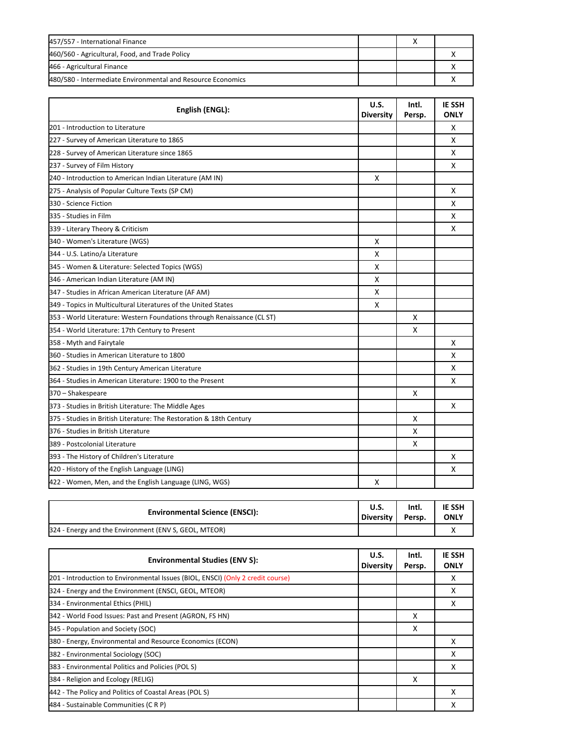| | U.S. Diversity | Intl. Persp. | IE SSH ONLY |
|---|---|---|---|
| 457/557 - International Finance | | X | |
| 460/560 - Agricultural, Food, and Trade Policy | | | X |
| 466 - Agricultural Finance | | | X |
| 480/580 - Intermediate Environmental and Resource Economics | | | X |

| English (ENGL): | U.S. Diversity | Intl. Persp. | IE SSH ONLY |
|---|---|---|---|
| 201 - Introduction to Literature | | | X |
| 227 - Survey of American Literature to 1865 | | | X |
| 228 - Survey of American Literature since 1865 | | | X |
| 237 - Survey of Film History | | | X |
| 240 - Introduction to American Indian Literature (AM IN) | X | | |
| 275 - Analysis of Popular Culture Texts (SP CM) | | | X |
| 330 - Science Fiction | | | X |
| 335 - Studies in Film | | | X |
| 339 - Literary Theory & Criticism | | | X |
| 340 - Women's Literature (WGS) | X | | |
| 344 - U.S. Latino/a Literature | X | | |
| 345 - Women & Literature: Selected Topics (WGS) | X | | |
| 346 - American Indian Literature (AM IN) | X | | |
| 347 - Studies in African American Literature (AF AM) | X | | |
| 349 - Topics in Multicultural Literatures of the United States | X | | |
| 353 - World Literature: Western Foundations through Renaissance (CL ST) | | X | |
| 354 - World Literature: 17th Century to Present | | X | |
| 358 - Myth and Fairytale | | | X |
| 360 - Studies in American Literature to 1800 | | | X |
| 362 - Studies in 19th Century American Literature | | | X |
| 364 - Studies in American Literature: 1900 to the Present | | | X |
| 370 – Shakespeare | | X | |
| 373 - Studies in British Literature: The Middle Ages | | | X |
| 375 - Studies in British Literature: The Restoration & 18th Century | | X | |
| 376 - Studies in British Literature | | X | |
| 389 - Postcolonial Literature | | X | |
| 393 - The History of Children's Literature | | | X |
| 420 - History of the English Language (LING) | | | X |
| 422 - Women, Men, and the English Language (LING, WGS) | X | | |

| Environmental Science (ENSCI): | U.S. Diversity | Intl. Persp. | IE SSH ONLY |
|---|---|---|---|
| 324 - Energy and the Environment (ENV S, GEOL, MTEOR) | | | X |

| Environmental Studies (ENV S): | U.S. Diversity | Intl. Persp. | IE SSH ONLY |
|---|---|---|---|
| 201 - Introduction to Environmental Issues (BIOL, ENSCI) (Only 2 credit course) | | | X |
| 324 - Energy and the Environment (ENSCI, GEOL, MTEOR) | | | X |
| 334 - Environmental Ethics (PHIL) | | | X |
| 342 - World Food Issues: Past and Present (AGRON, FS HN) | | X | |
| 345 - Population and Society (SOC) | | X | |
| 380 - Energy, Environmental and Resource Economics (ECON) | | | X |
| 382 - Environmental Sociology (SOC) | | | X |
| 383 - Environmental Politics and Policies (POL S) | | | X |
| 384 - Religion and Ecology (RELIG) | | X | |
| 442 - The Policy and Politics of Coastal Areas (POL S) | | | X |
| 484 - Sustainable Communities (C R P) | | | X |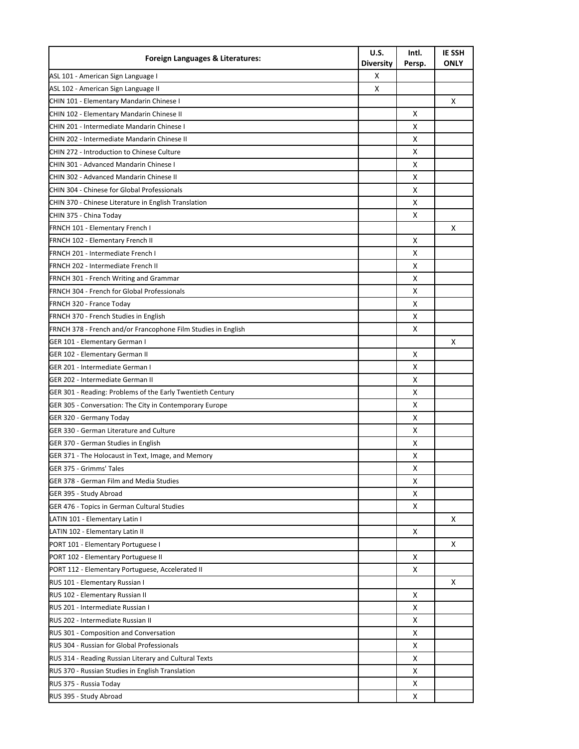| Foreign Languages & Literatures: | U.S. Diversity | Intl. Persp. | IE SSH ONLY |
|---|---|---|---|
| ASL 101 - American Sign Language I | X | | |
| ASL 102 - American Sign Language II | X | | |
| CHIN 101 - Elementary Mandarin Chinese I | | | X |
| CHIN 102 - Elementary Mandarin Chinese II | | X | |
| CHIN 201 - Intermediate Mandarin Chinese I | | X | |
| CHIN 202 - Intermediate Mandarin Chinese II | | X | |
| CHIN 272 - Introduction to Chinese Culture | | X | |
| CHIN 301 - Advanced Mandarin Chinese I | | X | |
| CHIN 302 - Advanced Mandarin Chinese II | | X | |
| CHIN 304 - Chinese for Global Professionals | | X | |
| CHIN 370 - Chinese Literature in English Translation | | X | |
| CHIN 375 - China Today | | X | |
| FRNCH 101 - Elementary French I | | | X |
| FRNCH 102 - Elementary French II | | X | |
| FRNCH 201 - Intermediate French I | | X | |
| FRNCH 202 - Intermediate French II | | X | |
| FRNCH 301 - French Writing and Grammar | | X | |
| FRNCH 304 - French for Global Professionals | | X | |
| FRNCH 320 - France Today | | X | |
| FRNCH 370 - French Studies in English | | X | |
| FRNCH 378 - French and/or Francophone Film Studies in English | | X | |
| GER 101 - Elementary German I | | | X |
| GER 102 - Elementary German II | | X | |
| GER 201 - Intermediate German I | | X | |
| GER 202 - Intermediate German II | | X | |
| GER 301 - Reading: Problems of the Early Twentieth Century | | X | |
| GER 305 - Conversation: The City in Contemporary Europe | | X | |
| GER 320 - Germany Today | | X | |
| GER 330 - German Literature and Culture | | X | |
| GER 370 - German Studies in English | | X | |
| GER 371 - The Holocaust in Text, Image, and Memory | | X | |
| GER 375 - Grimms' Tales | | X | |
| GER 378 - German Film and Media Studies | | X | |
| GER 395 - Study Abroad | | X | |
| GER 476 - Topics in German Cultural Studies | | X | |
| LATIN 101 - Elementary Latin I | | | X |
| LATIN 102 - Elementary Latin II | | X | |
| PORT 101 - Elementary Portuguese I | | | X |
| PORT 102 - Elementary Portuguese II | | X | |
| PORT 112 - Elementary Portuguese, Accelerated II | | X | |
| RUS 101 - Elementary Russian I | | | X |
| RUS 102 - Elementary Russian II | | X | |
| RUS 201 - Intermediate Russian I | | X | |
| RUS 202 - Intermediate Russian II | | X | |
| RUS 301 - Composition and Conversation | | X | |
| RUS 304 - Russian for Global Professionals | | X | |
| RUS 314 - Reading Russian Literary and Cultural Texts | | X | |
| RUS 370 - Russian Studies in English Translation | | X | |
| RUS 375 - Russia Today | | X | |
| RUS 395 - Study Abroad | | X | |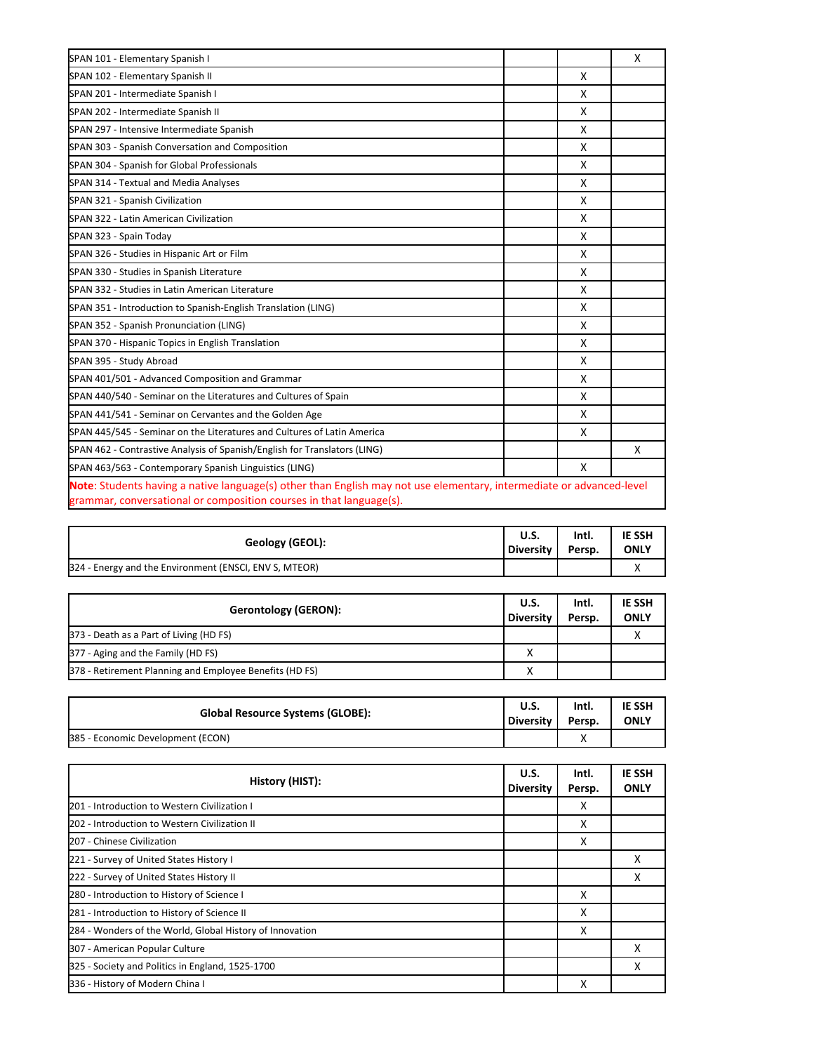| | U.S. Diversity | Intl. Persp. | IE SSH ONLY |
|---|---|---|---|
| SPAN 101 - Elementary Spanish I | | | X |
| SPAN 102 - Elementary Spanish II | | X | |
| SPAN 201 - Intermediate Spanish I | | X | |
| SPAN 202 - Intermediate Spanish II | | X | |
| SPAN 297 - Intensive Intermediate Spanish | | X | |
| SPAN 303 - Spanish Conversation and Composition | | X | |
| SPAN 304 - Spanish for Global Professionals | | X | |
| SPAN 314 - Textual and Media Analyses | | X | |
| SPAN 321 - Spanish Civilization | | X | |
| SPAN 322 - Latin American Civilization | | X | |
| SPAN 323 - Spain Today | | X | |
| SPAN 326 - Studies in Hispanic Art or Film | | X | |
| SPAN 330 - Studies in Spanish Literature | | X | |
| SPAN 332 - Studies in Latin American Literature | | X | |
| SPAN 351 - Introduction to Spanish-English Translation (LING) | | X | |
| SPAN 352 - Spanish Pronunciation (LING) | | X | |
| SPAN 370 - Hispanic Topics in English Translation | | X | |
| SPAN 395 - Study Abroad | | X | |
| SPAN 401/501 - Advanced Composition and Grammar | | X | |
| SPAN 440/540 - Seminar on the Literatures and Cultures of Spain | | X | |
| SPAN 441/541 - Seminar on Cervantes and the Golden Age | | X | |
| SPAN 445/545 - Seminar on the Literatures and Cultures of Latin America | | X | |
| SPAN 462 - Contrastive Analysis of Spanish/English for Translators (LING) | | | X |
| SPAN 463/563 - Contemporary Spanish Linguistics (LING) | | X | |

**Note**: Students having a native language(s) other than English may not use elementary, intermediate or advanced-level grammar, conversational or composition courses in that language(s).

| Geology (GEOL): | U.S. Diversity | Intl. Persp. | IE SSH ONLY |
|---|---|---|---|
| 324 - Energy and the Environment (ENSCI, ENV S, MTEOR) | | | X |

| Gerontology (GERON): | U.S. Diversity | Intl. Persp. | IE SSH ONLY |
|---|---|---|---|
| 373 - Death as a Part of Living (HD FS) | | | X |
| 377 - Aging and the Family (HD FS) | X | | |
| 378 - Retirement Planning and Employee Benefits (HD FS) | X | | |

| Global Resource Systems (GLOBE): | U.S. Diversity | Intl. Persp. | IE SSH ONLY |
|---|---|---|---|
| 385 - Economic Development (ECON) | | X | |

| History (HIST): | U.S. Diversity | Intl. Persp. | IE SSH ONLY |
|---|---|---|---|
| 201 - Introduction to Western Civilization I | | X | |
| 202 - Introduction to Western Civilization II | | X | |
| 207 - Chinese Civilization | | X | |
| 221 - Survey of United States History I | | | X |
| 222 - Survey of United States History II | | | X |
| 280 - Introduction to History of Science I | | X | |
| 281 - Introduction to History of Science II | | X | |
| 284 - Wonders of the World, Global History of Innovation | | X | |
| 307 - American Popular Culture | | | X |
| 325 - Society and Politics in England, 1525-1700 | | | X |
| 336 - History of Modern China I | | X | |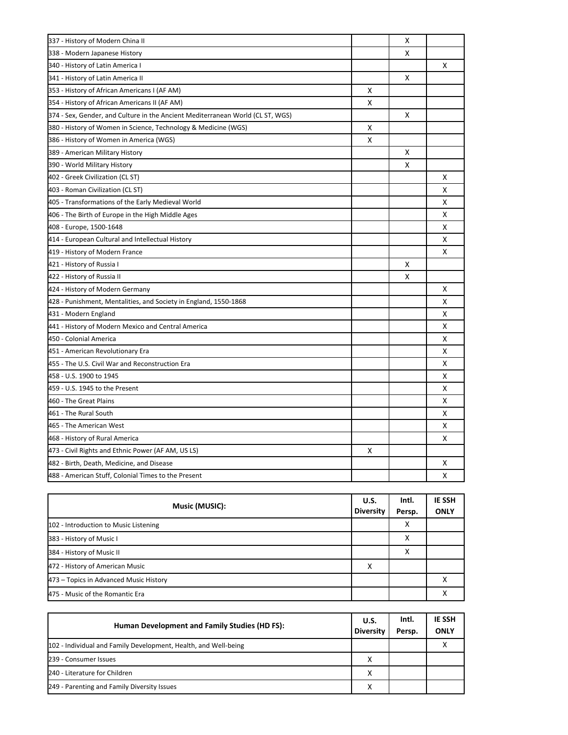| | | | |
|---|---|---|---|
| 337 - History of Modern China II | | X | |
| 338 - Modern Japanese History | | X | |
| 340 - History of Latin America I | | | X |
| 341 - History of Latin America II | | X | |
| 353 - History of African Americans I (AF AM) | X | | |
| 354 - History of African Americans II (AF AM) | X | | |
| 374 - Sex, Gender, and Culture in the Ancient Mediterranean World (CL ST, WGS) | | X | |
| 380 - History of Women in Science, Technology & Medicine (WGS) | X | | |
| 386 - History of Women in America (WGS) | X | | |
| 389 - American Military History | | X | |
| 390 - World Military History | | X | |
| 402 - Greek Civilization (CL ST) | | | X |
| 403 - Roman Civilization (CL ST) | | | X |
| 405 - Transformations of the Early Medieval World | | | X |
| 406 - The Birth of Europe in the High Middle Ages | | | X |
| 408 - Europe, 1500-1648 | | | X |
| 414 - European Cultural and Intellectual History | | | X |
| 419 - History of Modern France | | | X |
| 421 - History of Russia I | | X | |
| 422 - History of Russia II | | X | |
| 424 - History of Modern Germany | | | X |
| 428 - Punishment, Mentalities, and Society in England, 1550-1868 | | | X |
| 431 - Modern England | | | X |
| 441 - History of Modern Mexico and Central America | | | X |
| 450 - Colonial America | | | X |
| 451 - American Revolutionary Era | | | X |
| 455 - The U.S. Civil War and Reconstruction Era | | | X |
| 458 - U.S. 1900 to 1945 | | | X |
| 459 - U.S. 1945 to the Present | | | X |
| 460 - The Great Plains | | | X |
| 461 - The Rural South | | | X |
| 465 - The American West | | | X |
| 468 - History of Rural America | | | X |
| 473 - Civil Rights and Ethnic Power (AF AM, US LS) | X | | |
| 482 - Birth, Death, Medicine, and Disease | | | X |
| 488 - American Stuff, Colonial Times to the Present | | | X |

| Music (MUSIC): | U.S. Diversity | Intl. Persp. | IE SSH ONLY |
|---|---|---|---|
| 102 - Introduction to Music Listening | | X | |
| 383 - History of Music I | | X | |
| 384 - History of Music II | | X | |
| 472 - History of American Music | X | | |
| 473 – Topics in Advanced Music History | | | X |
| 475 - Music of the Romantic Era | | | X |

| Human Development and Family Studies (HD FS): | U.S. Diversity | Intl. Persp. | IE SSH ONLY |
|---|---|---|---|
| 102 - Individual and Family Development, Health, and Well-being | | | X |
| 239 - Consumer Issues | X | | |
| 240 - Literature for Children | X | | |
| 249 - Parenting and Family Diversity Issues | X | | |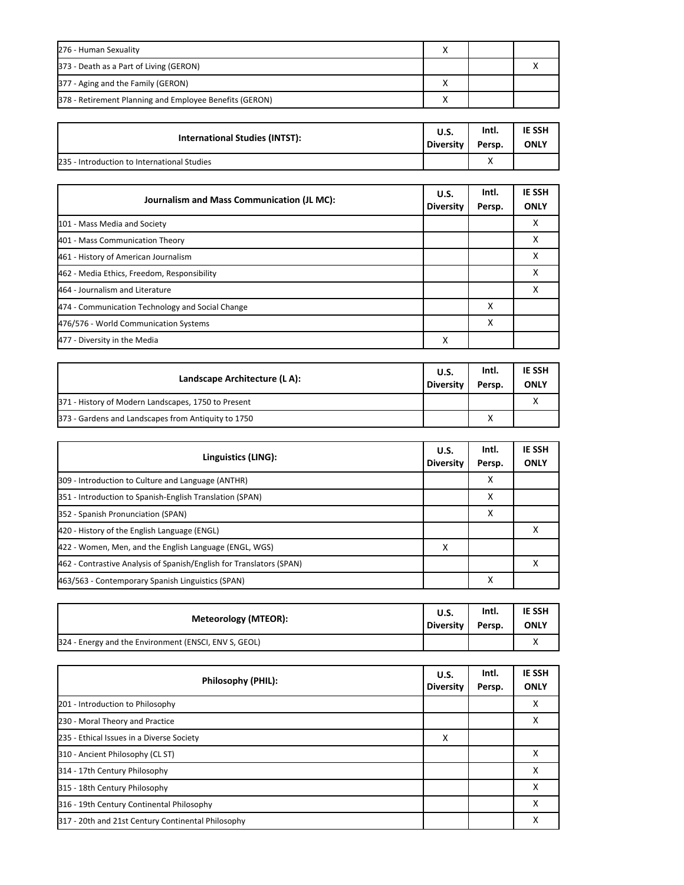| | | | |
|---|---|---|---|
| 276 - Human Sexuality | X | | |
| 373 - Death as a Part of Living (GERON) | | | X |
| 377 - Aging and the Family (GERON) | X | | |
| 378 - Retirement Planning and Employee Benefits (GERON) | X | | |

| International Studies (INTST): | U.S. Diversity | Intl. Persp. | IE SSH ONLY |
|---|---|---|---|
| 235 - Introduction to International Studies | | X | |

| Journalism and Mass Communication (JL MC): | U.S. Diversity | Intl. Persp. | IE SSH ONLY |
|---|---|---|---|
| 101 - Mass Media and Society | | | X |
| 401 - Mass Communication Theory | | | X |
| 461 - History of American Journalism | | | X |
| 462 - Media Ethics, Freedom, Responsibility | | | X |
| 464 - Journalism and Literature | | | X |
| 474 - Communication Technology and Social Change | | X | |
| 476/576 - World Communication Systems | | X | |
| 477 - Diversity in the Media | X | | |

| Landscape Architecture (L A): | U.S. Diversity | Intl. Persp. | IE SSH ONLY |
|---|---|---|---|
| 371 - History of Modern Landscapes, 1750 to Present | | | X |
| 373 - Gardens and Landscapes from Antiquity to 1750 | | X | |

| Linguistics (LING): | U.S. Diversity | Intl. Persp. | IE SSH ONLY |
|---|---|---|---|
| 309 - Introduction to Culture and Language (ANTHR) | | X | |
| 351 - Introduction to Spanish-English Translation (SPAN) | | X | |
| 352 - Spanish Pronunciation (SPAN) | | X | |
| 420 - History of the English Language (ENGL) | | | X |
| 422 - Women, Men, and the English Language (ENGL, WGS) | X | | |
| 462 - Contrastive Analysis of Spanish/English for Translators (SPAN) | | | X |
| 463/563 - Contemporary Spanish Linguistics (SPAN) | | X | |

| Meteorology (MTEOR): | U.S. Diversity | Intl. Persp. | IE SSH ONLY |
|---|---|---|---|
| 324 - Energy and the Environment (ENSCI, ENV S, GEOL) | | | X |

| Philosophy (PHIL): | U.S. Diversity | Intl. Persp. | IE SSH ONLY |
|---|---|---|---|
| 201 - Introduction to Philosophy | | | X |
| 230 - Moral Theory and Practice | | | X |
| 235 - Ethical Issues in a Diverse Society | X | | |
| 310 - Ancient Philosophy (CL ST) | | | X |
| 314 - 17th Century Philosophy | | | X |
| 315 - 18th Century Philosophy | | | X |
| 316 - 19th Century Continental Philosophy | | | X |
| 317 - 20th and 21st Century Continental Philosophy | | | X |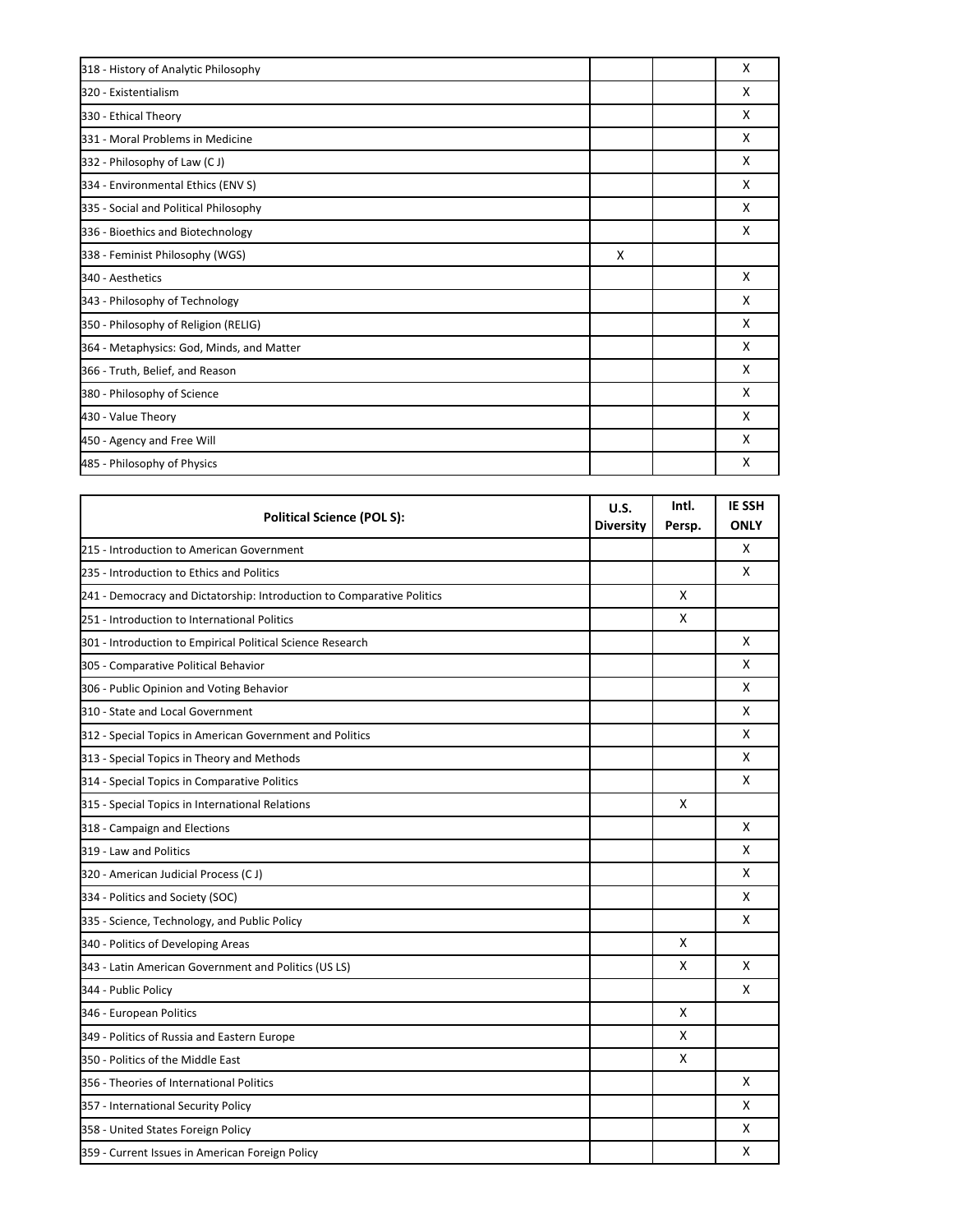| | | | |
|---|---|---|---|
| 318 - History of Analytic Philosophy | | | X |
| 320 - Existentialism | | | X |
| 330 - Ethical Theory | | | X |
| 331 - Moral Problems in Medicine | | | X |
| 332 - Philosophy of Law (C J) | | | X |
| 334 - Environmental Ethics (ENV S) | | | X |
| 335 - Social and Political Philosophy | | | X |
| 336 - Bioethics and Biotechnology | | | X |
| 338 - Feminist Philosophy (WGS) | X | | |
| 340 - Aesthetics | | | X |
| 343 - Philosophy of Technology | | | X |
| 350 - Philosophy of Religion (RELIG) | | | X |
| 364 - Metaphysics: God, Minds, and Matter | | | X |
| 366 - Truth, Belief, and Reason | | | X |
| 380 - Philosophy of Science | | | X |
| 430 - Value Theory | | | X |
| 450 - Agency and Free Will | | | X |
| 485 - Philosophy of Physics | | | X |

| **Political Science (POL S):** | **U.S. Diversity** | **Intl. Persp.** | **IE SSH ONLY** |
|---|---|---|---|
| 215 - Introduction to American Government | | | X |
| 235 - Introduction to Ethics and Politics | | | X |
| 241 - Democracy and Dictatorship: Introduction to Comparative Politics | | X | |
| 251 - Introduction to International Politics | | X | |
| 301 - Introduction to Empirical Political Science Research | | | X |
| 305 - Comparative Political Behavior | | | X |
| 306 - Public Opinion and Voting Behavior | | | X |
| 310 - State and Local Government | | | X |
| 312 - Special Topics in American Government and Politics | | | X |
| 313 - Special Topics in Theory and Methods | | | X |
| 314 - Special Topics in Comparative Politics | | | X |
| 315 - Special Topics in International Relations | | X | |
| 318 - Campaign and Elections | | | X |
| 319 - Law and Politics | | | X |
| 320 - American Judicial Process (C J) | | | X |
| 334 - Politics and Society (SOC) | | | X |
| 335 - Science, Technology, and Public Policy | | | X |
| 340 - Politics of Developing Areas | | X | |
| 343 - Latin American Government and Politics (US LS) | | X | X |
| 344 - Public Policy | | | X |
| 346 - European Politics | | X | |
| 349 - Politics of Russia and Eastern Europe | | X | |
| 350 - Politics of the Middle East | | X | |
| 356 - Theories of International Politics | | | X |
| 357 - International Security Policy | | | X |
| 358 - United States Foreign Policy | | | X |
| 359 - Current Issues in American Foreign Policy | | | X |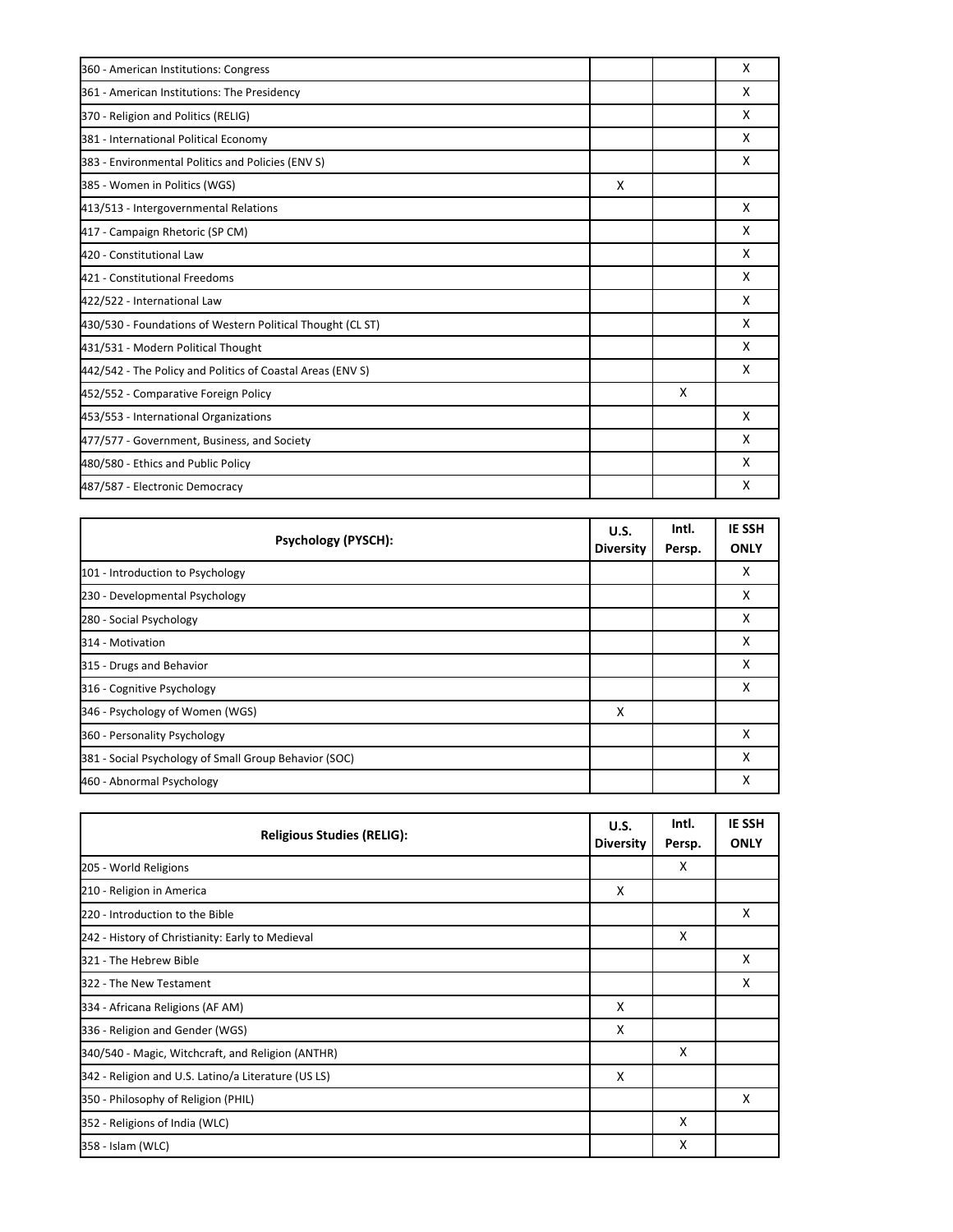| | | | |
|---|---|---|---|
| 360 - American Institutions: Congress | | | X |
| 361 - American Institutions: The Presidency | | | X |
| 370 - Religion and Politics (RELIG) | | | X |
| 381 - International Political Economy | | | X |
| 383 - Environmental Politics and Policies (ENV S) | | | X |
| 385 - Women in Politics (WGS) | X | | |
| 413/513 - Intergovernmental Relations | | | X |
| 417 - Campaign Rhetoric (SP CM) | | | X |
| 420 - Constitutional Law | | | X |
| 421 - Constitutional Freedoms | | | X |
| 422/522 - International Law | | | X |
| 430/530 - Foundations of Western Political Thought (CL ST) | | | X |
| 431/531 - Modern Political Thought | | | X |
| 442/542 - The Policy and Politics of Coastal Areas (ENV S) | | | X |
| 452/552 - Comparative Foreign Policy | | X | |
| 453/553 - International Organizations | | | X |
| 477/577 - Government, Business, and Society | | | X |
| 480/580 - Ethics and Public Policy | | | X |
| 487/587 - Electronic Democracy | | | X |

| **Psychology (PYSCH):** | **U.S. Diversity** | **Intl. Persp.** | **IE SSH ONLY** |
|---|---|---|---|
| 101 - Introduction to Psychology | | | X |
| 230 - Developmental Psychology | | | X |
| 280 - Social Psychology | | | X |
| 314 - Motivation | | | X |
| 315 - Drugs and Behavior | | | X |
| 316 - Cognitive Psychology | | | X |
| 346 - Psychology of Women (WGS) | X | | |
| 360 - Personality Psychology | | | X |
| 381 - Social Psychology of Small Group Behavior (SOC) | | | X |
| 460 - Abnormal Psychology | | | X |

| **Religious Studies (RELIG):** | **U.S. Diversity** | **Intl. Persp.** | **IE SSH ONLY** |
|---|---|---|---|
| 205 - World Religions | | X | |
| 210 - Religion in America | X | | |
| 220 - Introduction to the Bible | | | X |
| 242 - History of Christianity: Early to Medieval | | X | |
| 321 - The Hebrew Bible | | | X |
| 322 - The New Testament | | | X |
| 334 - Africana Religions (AF AM) | X | | |
| 336 - Religion and Gender (WGS) | X | | |
| 340/540 - Magic, Witchcraft, and Religion (ANTHR) | | X | |
| 342 - Religion and U.S. Latino/a Literature (US LS) | X | | |
| 350 - Philosophy of Religion (PHIL) | | | X |
| 352 - Religions of India (WLC) | | X | |
| 358 - Islam (WLC) | | X | |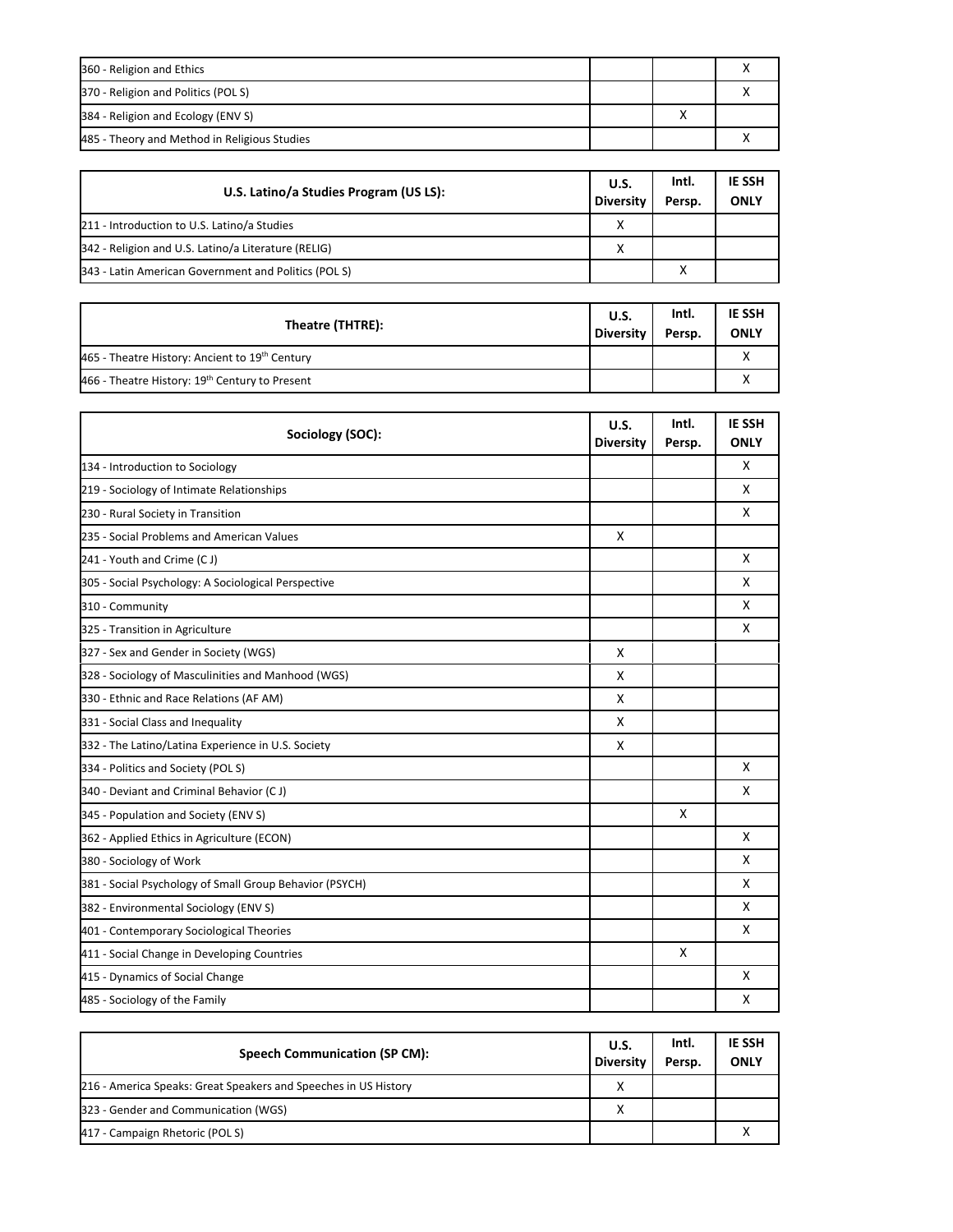| | U.S. Diversity | Intl. Persp. | IE SSH ONLY |
|---|---|---|---|
| 360 - Religion and Ethics | | | X |
| 370 - Religion and Politics (POL S) | | | X |
| 384 - Religion and Ecology (ENV S) | | X | |
| 485 - Theory and Method in Religious Studies | | | X |

| U.S. Latino/a Studies Program (US LS): | U.S. Diversity | Intl. Persp. | IE SSH ONLY |
|---|---|---|---|
| 211 - Introduction to U.S. Latino/a Studies | X | | |
| 342 - Religion and U.S. Latino/a Literature (RELIG) | X | | |
| 343 - Latin American Government and Politics (POL S) | | X | |

| Theatre (THTRE): | U.S. Diversity | Intl. Persp. | IE SSH ONLY |
|---|---|---|---|
| 465 - Theatre History: Ancient to 19th Century | | | X |
| 466 - Theatre History: 19th Century to Present | | | X |

| Sociology (SOC): | U.S. Diversity | Intl. Persp. | IE SSH ONLY |
|---|---|---|---|
| 134 - Introduction to Sociology | | | X |
| 219 - Sociology of Intimate Relationships | | | X |
| 230 - Rural Society in Transition | | | X |
| 235 - Social Problems and American Values | X | | |
| 241 - Youth and Crime (C J) | | | X |
| 305 - Social Psychology: A Sociological Perspective | | | X |
| 310 - Community | | | X |
| 325 - Transition in Agriculture | | | X |
| 327 - Sex and Gender in Society (WGS) | X | | |
| 328 - Sociology of Masculinities and Manhood (WGS) | X | | |
| 330 - Ethnic and Race Relations (AF AM) | X | | |
| 331 - Social Class and Inequality | X | | |
| 332 - The Latino/Latina Experience in U.S. Society | X | | |
| 334 - Politics and Society (POL S) | | | X |
| 340 - Deviant and Criminal Behavior (C J) | | | X |
| 345 - Population and Society (ENV S) | | X | |
| 362 - Applied Ethics in Agriculture (ECON) | | | X |
| 380 - Sociology of Work | | | X |
| 381 - Social Psychology of Small Group Behavior (PSYCH) | | | X |
| 382 - Environmental Sociology (ENV S) | | | X |
| 401 - Contemporary Sociological Theories | | | X |
| 411 - Social Change in Developing Countries | | X | |
| 415 - Dynamics of Social Change | | | X |
| 485 - Sociology of the Family | | | X |

| Speech Communication (SP CM): | U.S. Diversity | Intl. Persp. | IE SSH ONLY |
|---|---|---|---|
| 216 - America Speaks: Great Speakers and Speeches in US History | X | | |
| 323 - Gender and Communication (WGS) | X | | |
| 417 - Campaign Rhetoric (POL S) | | | X |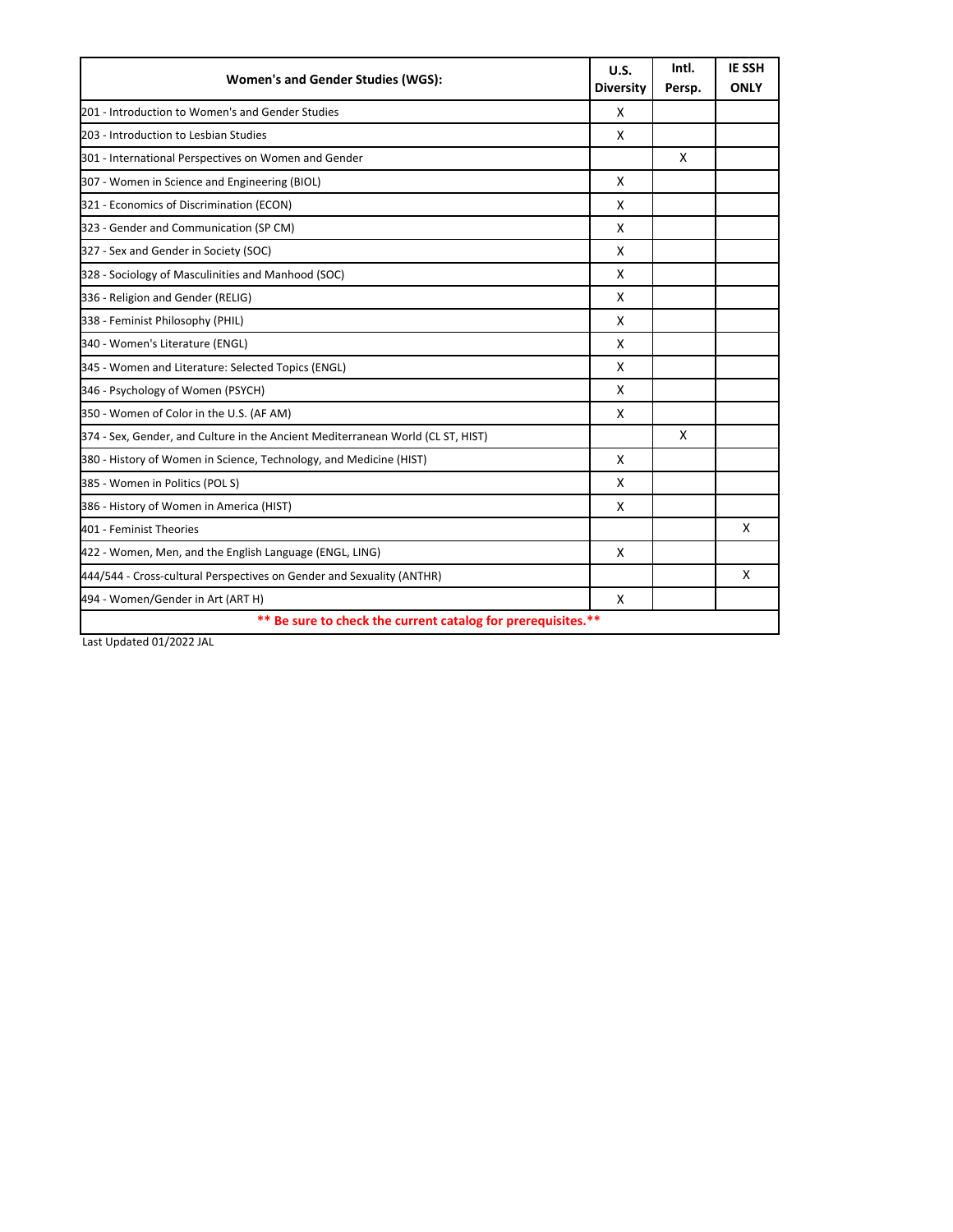| Women's and Gender Studies (WGS): | U.S. Diversity | Intl. Persp. | IE SSH ONLY |
|---|---|---|---|
| 201 - Introduction to Women's and Gender Studies | X | | |
| 203 - Introduction to Lesbian Studies | X | | |
| 301 - International Perspectives on Women and Gender | | X | |
| 307 - Women in Science and Engineering (BIOL) | X | | |
| 321 - Economics of Discrimination (ECON) | X | | |
| 323 - Gender and Communication (SP CM) | X | | |
| 327 - Sex and Gender in Society (SOC) | X | | |
| 328 - Sociology of Masculinities and Manhood (SOC) | X | | |
| 336 - Religion and Gender (RELIG) | X | | |
| 338 - Feminist Philosophy (PHIL) | X | | |
| 340 - Women's Literature (ENGL) | X | | |
| 345 - Women and Literature: Selected Topics (ENGL) | X | | |
| 346 - Psychology of Women (PSYCH) | X | | |
| 350 - Women of Color in the U.S. (AF AM) | X | | |
| 374 - Sex, Gender, and Culture in the Ancient Mediterranean World (CL ST, HIST) | | X | |
| 380 - History of Women in Science, Technology, and Medicine (HIST) | X | | |
| 385 - Women in Politics (POL S) | X | | |
| 386 - History of Women in America (HIST) | X | | |
| 401 - Feminist Theories | | | X |
| 422 - Women, Men, and the English Language (ENGL, LING) | X | | |
| 444/544 - Cross-cultural Perspectives on Gender and Sexuality (ANTHR) | | | X |
| 494 - Women/Gender in Art (ART H) | X | | |
| ** Be sure to check the current catalog for prerequisites.** | | | |

Last Updated 01/2022 JAL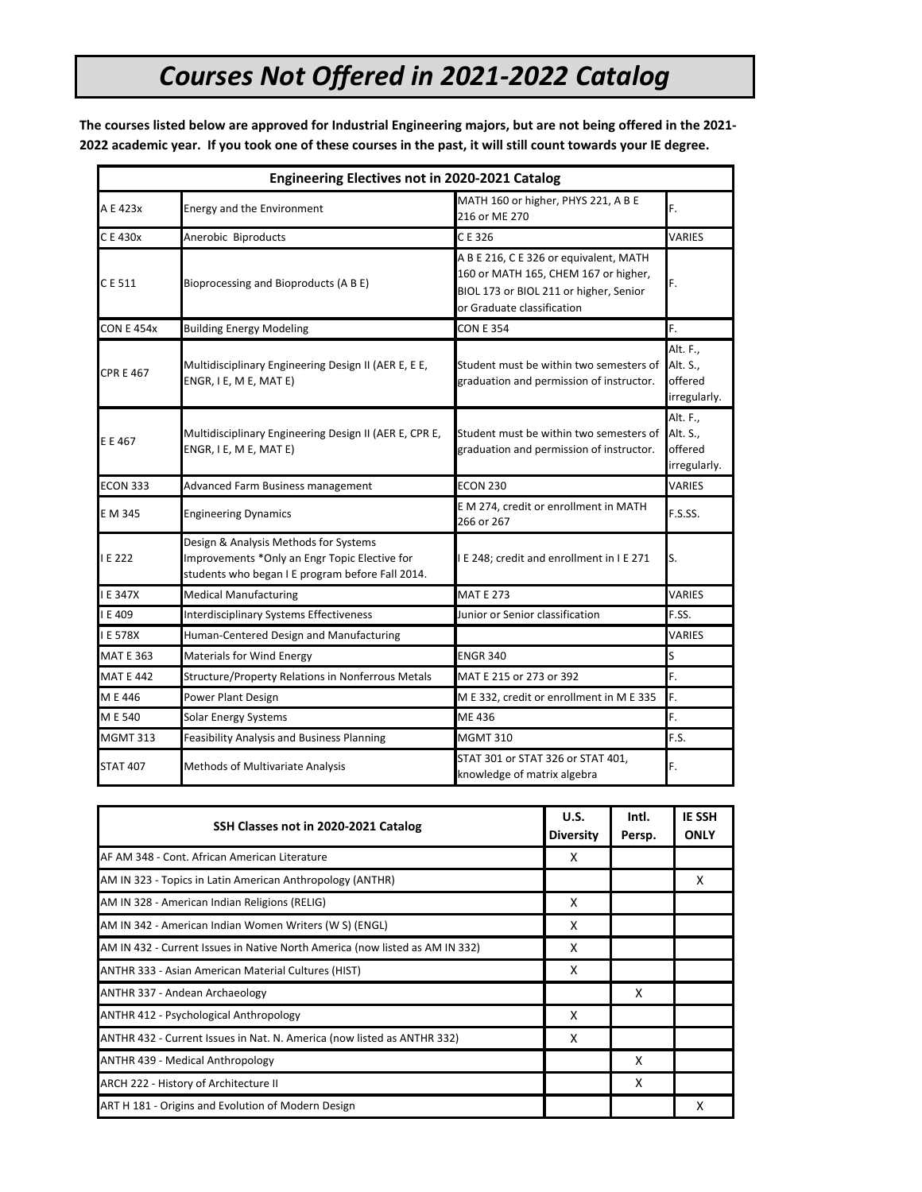# *Courses Not Offered in 2021-2022 Catalog*

**The courses listed below are approved for Industrial Engineering majors, but are not being offered in the 2021-2022 academic year. If you took one of these courses in the past, it will still count towards your IE degree.**

| Engineering Electives not in 2020-2021 Catalog | | | |
|---|---|---|---|
| A E 423x | Energy and the Environment | MATH 160 or higher, PHYS 221, A B E 216 or ME 270 | F. |
| C E 430x | Anerobic Biproducts | C E 326 | VARIES |
| C E 511 | Bioprocessing and Bioproducts (A B E) | A B E 216, C E 326 or equivalent, MATH 160 or MATH 165, CHEM 167 or higher, BIOL 173 or BIOL 211 or higher, Senior or Graduate classification | F. |
| CON E 454x | Building Energy Modeling | CON E 354 | F. |
| CPR E 467 | Multidisciplinary Engineering Design II (AER E, E E, ENGR, I E, M E, MAT E) | Student must be within two semesters of graduation and permission of instructor. | Alt. F., Alt. S., offered irregularly. |
| E E 467 | Multidisciplinary Engineering Design II (AER E, CPR E, ENGR, I E, M E, MAT E) | Student must be within two semesters of graduation and permission of instructor. | Alt. F., Alt. S., offered irregularly. |
| ECON 333 | Advanced Farm Business management | ECON 230 | VARIES |
| E M 345 | Engineering Dynamics | E M 274, credit or enrollment in MATH 266 or 267 | F.S.SS. |
| I E 222 | Design & Analysis Methods for Systems Improvements *Only an Engr Topic Elective for students who began I E program before Fall 2014. | I E 248; credit and enrollment in I E 271 | S. |
| I E 347X | Medical Manufacturing | MAT E 273 | VARIES |
| I E 409 | Interdisciplinary Systems Effectiveness | Junior or Senior classification | F.SS. |
| I E 578X | Human-Centered Design and Manufacturing | | VARIES |
| MAT E 363 | Materials for Wind Energy | ENGR 340 | S |
| MAT E 442 | Structure/Property Relations in Nonferrous Metals | MAT E 215 or 273 or 392 | F. |
| M E 446 | Power Plant Design | M E 332, credit or enrollment in M E 335 | F. |
| M E 540 | Solar Energy Systems | ME 436 | F. |
| MGMT 313 | Feasibility Analysis and Business Planning | MGMT 310 | F.S. |
| STAT 407 | Methods of Multivariate Analysis | STAT 301 or STAT 326 or STAT 401, knowledge of matrix algebra | F. |

| SSH Classes not in 2020-2021 Catalog | U.S. Diversity | Intl. Persp. | IE SSH ONLY |
|---|---|---|---|
| AF AM 348 - Cont. African American Literature | X | | |
| AM IN 323 - Topics in Latin American Anthropology (ANTHR) | | | X |
| AM IN 328 - American Indian Religions (RELIG) | X | | |
| AM IN 342 - American Indian Women Writers (W S) (ENGL) | X | | |
| AM IN 432 - Current Issues in Native North America (now listed as AM IN 332) | X | | |
| ANTHR 333 - Asian American Material Cultures (HIST) | X | | |
| ANTHR 337 - Andean Archaeology | | X | |
| ANTHR 412 - Psychological Anthropology | X | | |
| ANTHR 432 - Current Issues in Nat. N. America (now listed as ANTHR 332) | X | | |
| ANTHR 439 - Medical Anthropology | | X | |
| ARCH 222 - History of Architecture II | | X | |
| ART H 181 - Origins and Evolution of Modern Design | | | X |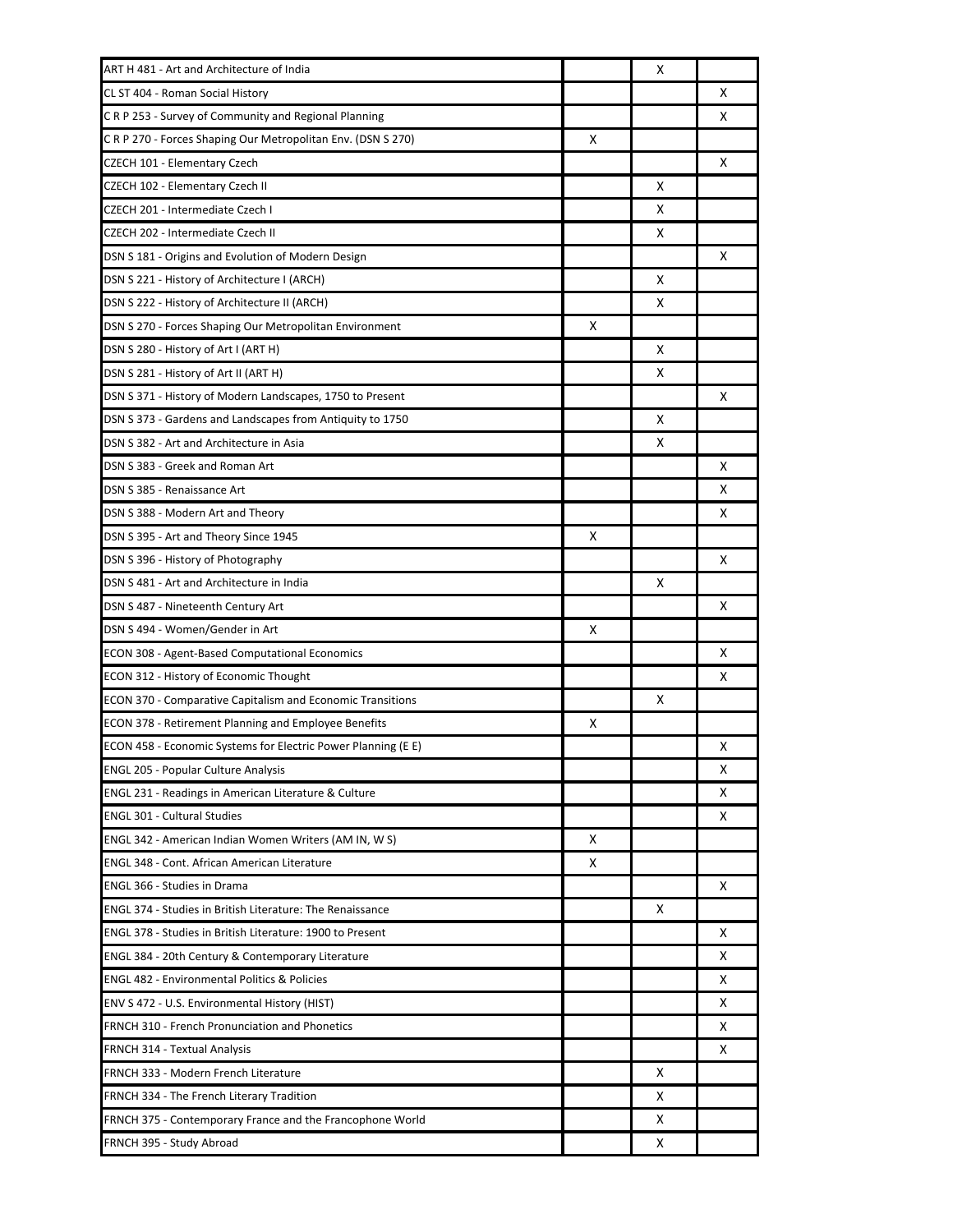| | | | |
|---|---|---|---|
| ART H 481 - Art and Architecture of India | | X | |
| CL ST 404 - Roman Social History | | | X |
| C R P 253 - Survey of Community and Regional Planning | | | X |
| C R P 270 - Forces Shaping Our Metropolitan Env. (DSN S 270) | X | | |
| CZECH 101 - Elementary Czech | | | X |
| CZECH 102 - Elementary Czech II | | X | |
| CZECH 201 - Intermediate Czech I | | X | |
| CZECH 202 - Intermediate Czech II | | X | |
| DSN S 181 - Origins and Evolution of Modern Design | | | X |
| DSN S 221 - History of Architecture I (ARCH) | | X | |
| DSN S 222 - History of Architecture II (ARCH) | | X | |
| DSN S 270 - Forces Shaping Our Metropolitan Environment | X | | |
| DSN S 280 - History of Art I (ART H) | | X | |
| DSN S 281 - History of Art II (ART H) | | X | |
| DSN S 371 - History of Modern Landscapes, 1750 to Present | | | X |
| DSN S 373 - Gardens and Landscapes from Antiquity to 1750 | | X | |
| DSN S 382 - Art and Architecture in Asia | | X | |
| DSN S 383 - Greek and Roman Art | | | X |
| DSN S 385 - Renaissance Art | | | X |
| DSN S 388 - Modern Art and Theory | | | X |
| DSN S 395 - Art and Theory Since 1945 | X | | |
| DSN S 396 - History of Photography | | | X |
| DSN S 481 - Art and Architecture in India | | X | |
| DSN S 487 - Nineteenth Century Art | | | X |
| DSN S 494 - Women/Gender in Art | X | | |
| ECON 308 - Agent-Based Computational Economics | | | X |
| ECON 312 - History of Economic Thought | | | X |
| ECON 370 - Comparative Capitalism and Economic Transitions | | X | |
| ECON 378 - Retirement Planning and Employee Benefits | X | | |
| ECON 458 - Economic Systems for Electric Power Planning (E E) | | | X |
| ENGL 205 - Popular Culture Analysis | | | X |
| ENGL 231 - Readings in American Literature & Culture | | | X |
| ENGL 301 - Cultural Studies | | | X |
| ENGL 342 - American Indian Women Writers (AM IN, W S) | X | | |
| ENGL 348 - Cont. African American Literature | X | | |
| ENGL 366 - Studies in Drama | | | X |
| ENGL 374 - Studies in British Literature: The Renaissance | | X | |
| ENGL 378 - Studies in British Literature: 1900 to Present | | | X |
| ENGL 384 - 20th Century & Contemporary Literature | | | X |
| ENGL 482 - Environmental Politics & Policies | | | X |
| ENV S 472 - U.S. Environmental History (HIST) | | | X |
| FRNCH 310 - French Pronunciation and Phonetics | | | X |
| FRNCH 314 - Textual Analysis | | | X |
| FRNCH 333 - Modern French Literature | | X | |
| FRNCH 334 - The French Literary Tradition | | X | |
| FRNCH 375 - Contemporary France and the Francophone World | | X | |
| FRNCH 395 - Study Abroad | | X | |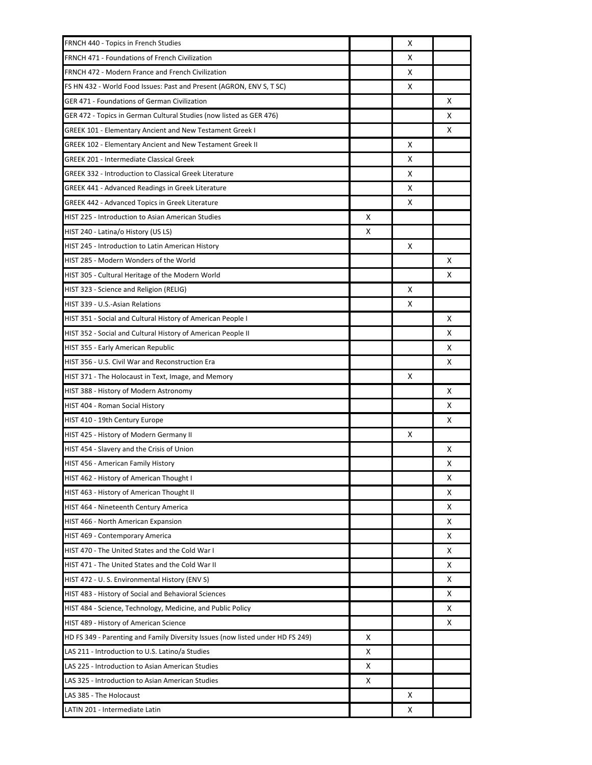| | | | |
|---|---|---|---|
| FRNCH 440 - Topics in French Studies | | X | |
| FRNCH 471 - Foundations of French Civilization | | X | |
| FRNCH 472 - Modern France and French Civilization | | X | |
| FS HN 432 - World Food Issues: Past and Present (AGRON, ENV S, T SC) | | X | |
| GER 471 - Foundations of German Civilization | | | X |
| GER 472 - Topics in German Cultural Studies (now listed as GER 476) | | | X |
| GREEK 101 - Elementary Ancient and New Testament Greek I | | | X |
| GREEK 102 - Elementary Ancient and New Testament Greek II | | X | |
| GREEK 201 - Intermediate Classical Greek | | X | |
| GREEK 332 - Introduction to Classical Greek Literature | | X | |
| GREEK 441 - Advanced Readings in Greek Literature | | X | |
| GREEK 442 - Advanced Topics in Greek Literature | | X | |
| HIST 225 - Introduction to Asian American Studies | X | | |
| HIST 240 - Latina/o History (US LS) | X | | |
| HIST 245 - Introduction to Latin American History | | X | |
| HIST 285 - Modern Wonders of the World | | | X |
| HIST 305 - Cultural Heritage of the Modern World | | | X |
| HIST 323 - Science and Religion (RELIG) | | X | |
| HIST 339 - U.S.-Asian Relations | | X | |
| HIST 351 - Social and Cultural History of American People I | | | X |
| HIST 352 - Social and Cultural History of American People II | | | X |
| HIST 355 - Early American Republic | | | X |
| HIST 356 - U.S. Civil War and Reconstruction Era | | | X |
| HIST 371 - The Holocaust in Text, Image, and Memory | | X | |
| HIST 388 - History of Modern Astronomy | | | X |
| HIST 404 - Roman Social History | | | X |
| HIST 410 - 19th Century Europe | | | X |
| HIST 425 - History of Modern Germany II | | X | |
| HIST 454 - Slavery and the Crisis of Union | | | X |
| HIST 456 - American Family History | | | X |
| HIST 462 - History of American Thought I | | | X |
| HIST 463 - History of American Thought II | | | X |
| HIST 464 - Nineteenth Century America | | | X |
| HIST 466 - North American Expansion | | | X |
| HIST 469 - Contemporary America | | | X |
| HIST 470 - The United States and the Cold War I | | | X |
| HIST 471 - The United States and the Cold War II | | | X |
| HIST 472 - U. S. Environmental History (ENV S) | | | X |
| HIST 483 - History of Social and Behavioral Sciences | | | X |
| HIST 484 - Science, Technology, Medicine, and Public Policy | | | X |
| HIST 489 - History of American Science | | | X |
| HD FS 349 - Parenting and Family Diversity Issues (now listed under HD FS 249) | X | | |
| LAS 211 - Introduction to U.S. Latino/a Studies | X | | |
| LAS 225 - Introduction to Asian American Studies | X | | |
| LAS 325 - Introduction to Asian American Studies | X | | |
| LAS 385 - The Holocaust | | X | |
| LATIN 201 - Intermediate Latin | | X | |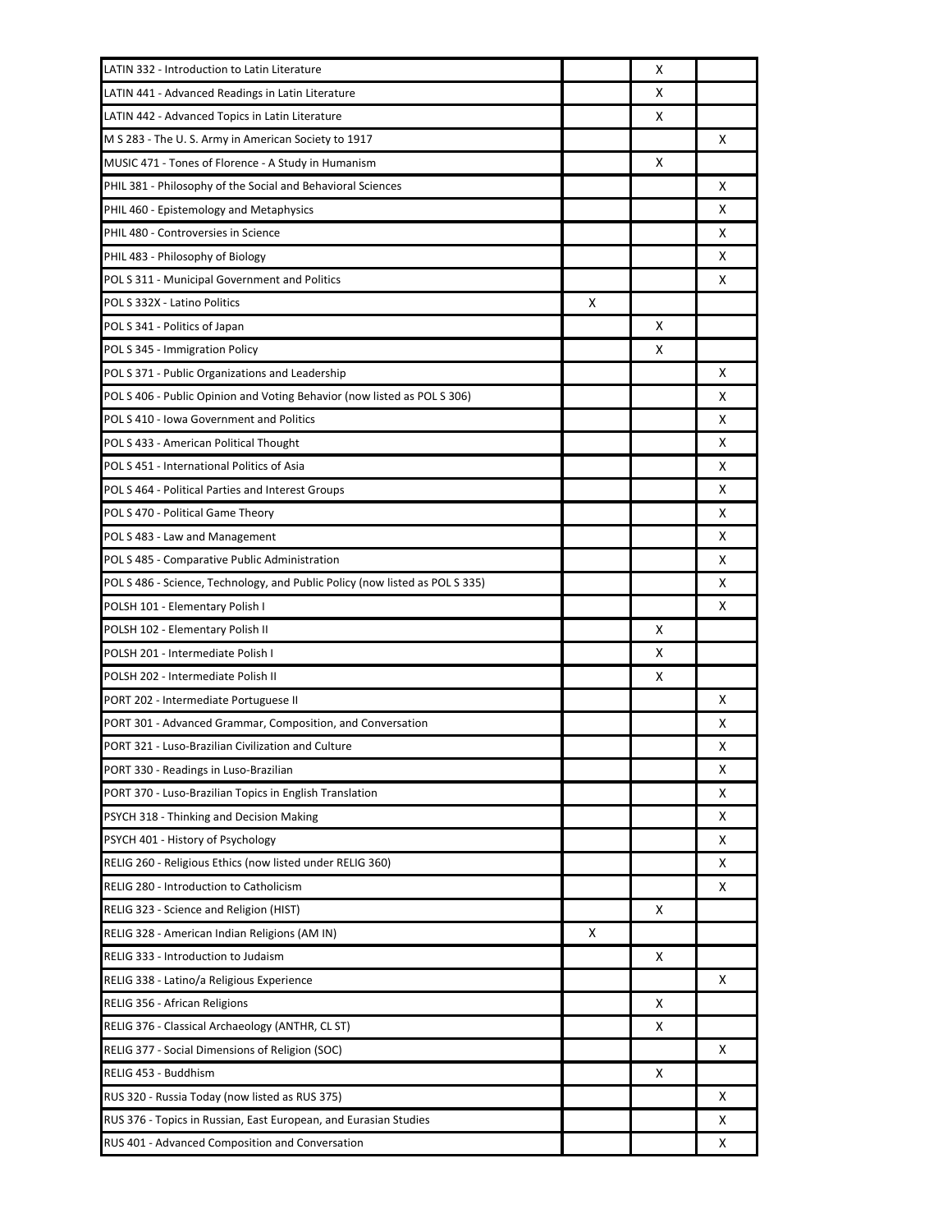| | | | |
|---|---|---|---|
| LATIN 332 - Introduction to Latin Literature | | X | |
| LATIN 441 - Advanced Readings in Latin Literature | | X | |
| LATIN 442 - Advanced Topics in Latin Literature | | X | |
| M S 283 - The U. S. Army in American Society to 1917 | | | X |
| MUSIC 471 - Tones of Florence - A Study in Humanism | | X | |
| PHIL 381 - Philosophy of the Social and Behavioral Sciences | | | X |
| PHIL 460 - Epistemology and Metaphysics | | | X |
| PHIL 480 - Controversies in Science | | | X |
| PHIL 483 - Philosophy of Biology | | | X |
| POL S 311 - Municipal Government and Politics | | | X |
| POL S 332X - Latino Politics | X | | |
| POL S 341 - Politics of Japan | | X | |
| POL S 345 - Immigration Policy | | X | |
| POL S 371 - Public Organizations and Leadership | | | X |
| POL S 406 - Public Opinion and Voting Behavior (now listed as POL S 306) | | | X |
| POL S 410 - Iowa Government and Politics | | | X |
| POL S 433 - American Political Thought | | | X |
| POL S 451 - International Politics of Asia | | | X |
| POL S 464 - Political Parties and Interest Groups | | | X |
| POL S 470 - Political Game Theory | | | X |
| POL S 483 - Law and Management | | | X |
| POL S 485 - Comparative Public Administration | | | X |
| POL S 486 - Science, Technology, and Public Policy (now listed as POL S 335) | | | X |
| POLSH 101 - Elementary Polish I | | | X |
| POLSH 102 - Elementary Polish II | | X | |
| POLSH 201 - Intermediate Polish I | | X | |
| POLSH 202 - Intermediate Polish II | | X | |
| PORT 202 - Intermediate Portuguese II | | | X |
| PORT 301 - Advanced Grammar, Composition, and Conversation | | | X |
| PORT 321 - Luso-Brazilian Civilization and Culture | | | X |
| PORT 330 - Readings in Luso-Brazilian | | | X |
| PORT 370 - Luso-Brazilian Topics in English Translation | | | X |
| PSYCH 318 - Thinking and Decision Making | | | X |
| PSYCH 401 - History of Psychology | | | X |
| RELIG 260 - Religious Ethics (now listed under RELIG 360) | | | X |
| RELIG 280 - Introduction to Catholicism | | | X |
| RELIG 323 - Science and Religion (HIST) | | X | |
| RELIG 328 - American Indian Religions (AM IN) | X | | |
| RELIG 333 - Introduction to Judaism | | X | |
| RELIG 338 - Latino/a Religious Experience | | | X |
| RELIG 356 - African Religions | | X | |
| RELIG 376 - Classical Archaeology (ANTHR, CL ST) | | X | |
| RELIG 377 - Social Dimensions of Religion (SOC) | | | X |
| RELIG 453 - Buddhism | | X | |
| RUS 320 - Russia Today (now listed as RUS 375) | | | X |
| RUS 376 - Topics in Russian, East European, and Eurasian Studies | | | X |
| RUS 401 - Advanced Composition and Conversation | | | X |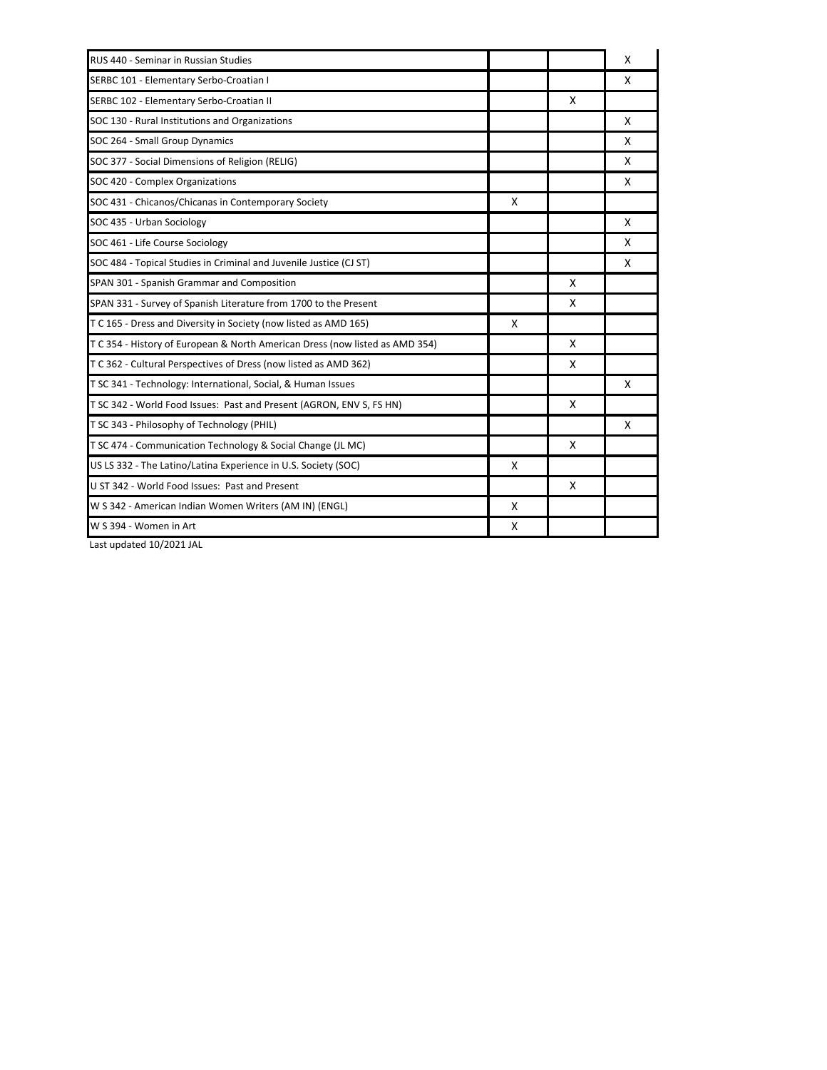| | | | |
|---|---|---|---|
| RUS 440 - Seminar in Russian Studies | | | X |
| SERBC 101 - Elementary Serbo-Croatian I | | | X |
| SERBC 102 - Elementary Serbo-Croatian II | | X | |
| SOC 130 - Rural Institutions and Organizations | | | X |
| SOC 264 - Small Group Dynamics | | | X |
| SOC 377 - Social Dimensions of Religion (RELIG) | | | X |
| SOC 420 - Complex Organizations | | | X |
| SOC 431 - Chicanos/Chicanas in Contemporary Society | X | | |
| SOC 435 - Urban Sociology | | | X |
| SOC 461 - Life Course Sociology | | | X |
| SOC 484 - Topical Studies in Criminal and Juvenile Justice (CJ ST) | | | X |
| SPAN 301 - Spanish Grammar and Composition | | X | |
| SPAN 331 - Survey of Spanish Literature from 1700 to the Present | | X | |
| T C 165 - Dress and Diversity in Society (now listed as AMD 165) | X | | |
| T C 354 - History of European & North American Dress (now listed as AMD 354) | | X | |
| T C 362 - Cultural Perspectives of Dress (now listed as AMD 362) | | X | |
| T SC 341 - Technology: International, Social, & Human Issues | | | X |
| T SC 342 - World Food Issues: Past and Present (AGRON, ENV S, FS HN) | | X | |
| T SC 343 - Philosophy of Technology (PHIL) | | | X |
| T SC 474 - Communication Technology & Social Change (JL MC) | | X | |
| US LS 332 - The Latino/Latina Experience in U.S. Society (SOC) | X | | |
| U ST 342 - World Food Issues: Past and Present | | X | |
| W S 342 - American Indian Women Writers (AM IN) (ENGL) | X | | |
| W S 394 - Women in Art | X | | |

Last updated 10/2021 JAL